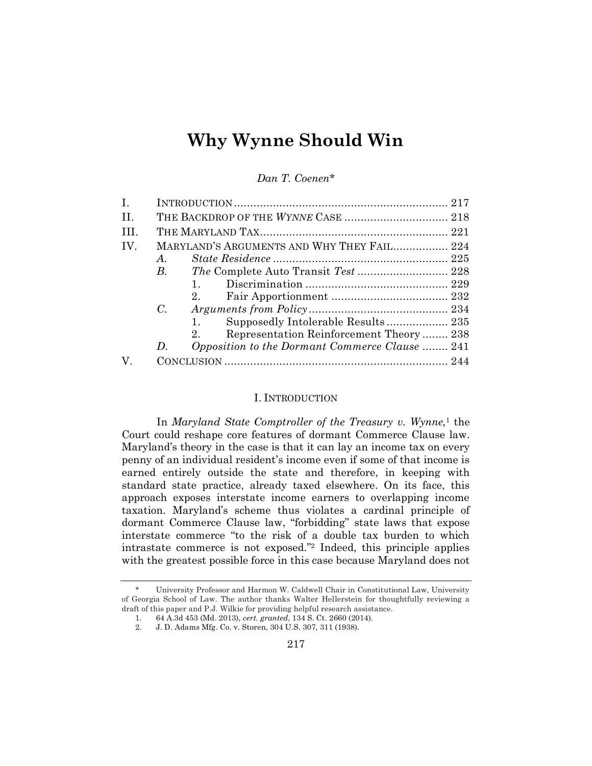# Why Wynne Should Win

*Dan T. Coenen**

| | | | |
|---|---|---|---|
| I. | INTRODUCTION | | 217 |
| II. | THE BACKDROP OF THE *WYNNE* CASE | | 218 |
| III. | THE MARYLAND TAX | | 221 |
| IV. | MARYLAND'S ARGUMENTS AND WHY THEY FAIL | | 224 |
| | *A.* | *State Residence* | 225 |
| | *B.* | *The* Complete Auto Transit *Test* | 228 |
| | | 1. Discrimination | 229 |
| | | 2. Fair Apportionment | 232 |
| | *C.* | *Arguments from Policy* | 234 |
| | | 1. Supposedly Intolerable Results | 235 |
| | | 2. Representation Reinforcement Theory | 238 |
| | *D.* | *Opposition to the Dormant Commerce Clause* | 241 |
| V. | CONCLUSION | | 244 |

## I. INTRODUCTION

In *Maryland State Comptroller of the Treasury v. Wynne,*[1] the Court could reshape core features of dormant Commerce Clause law. Maryland's theory in the case is that it can lay an income tax on every penny of an individual resident's income even if some of that income is earned entirely outside the state and therefore, in keeping with standard state practice, already taxed elsewhere. On its face, this approach exposes interstate income earners to overlapping income taxation. Maryland's scheme thus violates a cardinal principle of dormant Commerce Clause law, "forbidding" state laws that expose interstate commerce "to the risk of a double tax burden to which intrastate commerce is not exposed."[2] Indeed, this principle applies with the greatest possible force in this case because Maryland does not

---

\* University Professor and Harmon W. Caldwell Chair in Constitutional Law, University of Georgia School of Law. The author thanks Walter Hellerstein for thoughtfully reviewing a draft of this paper and P.J. Wilkie for providing helpful research assistance.

1. 64 A.3d 453 (Md. 2013), *cert. granted*, 134 S. Ct. 2660 (2014).

2. J. D. Adams Mfg. Co. v. Storen, 304 U.S. 307, 311 (1938).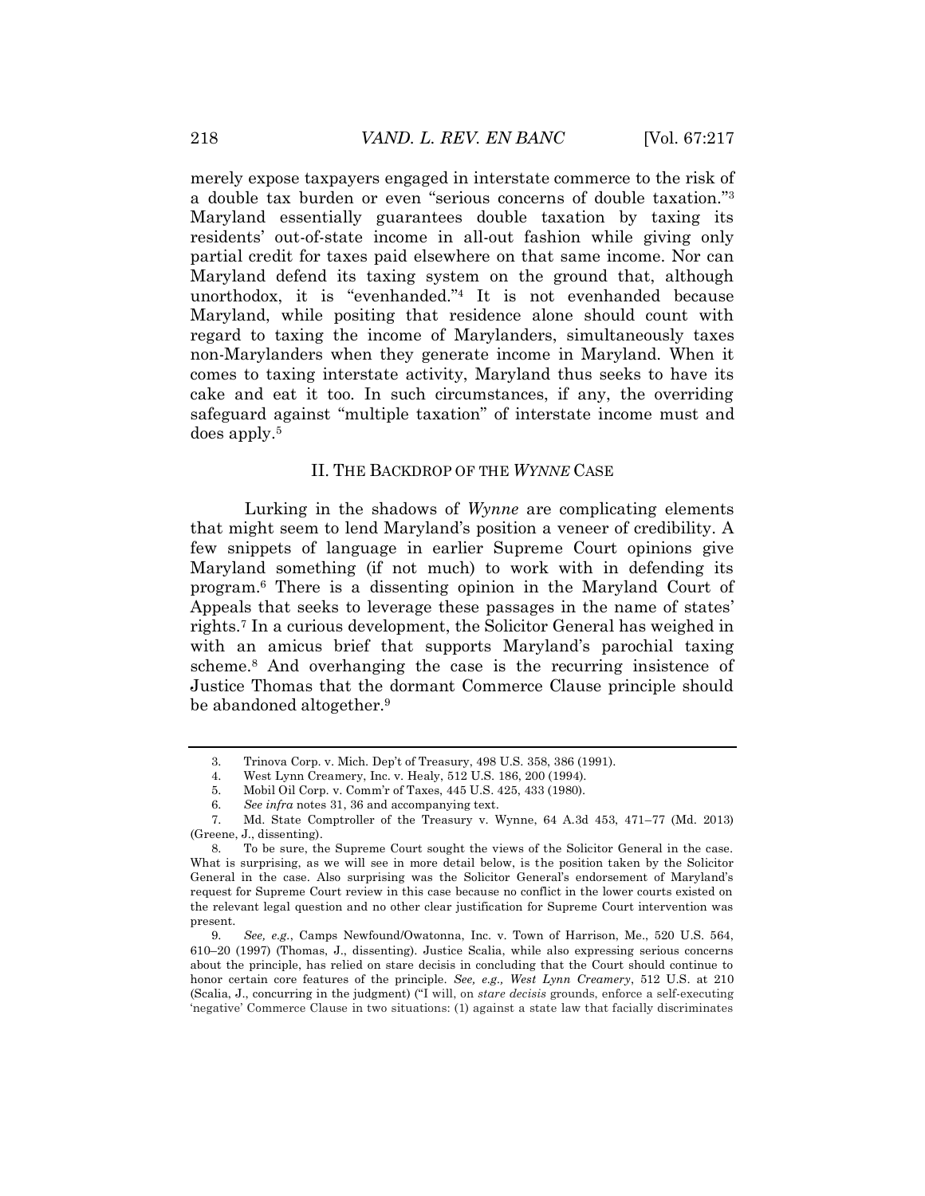merely expose taxpayers engaged in interstate commerce to the risk of a double tax burden or even "serious concerns of double taxation."[3] Maryland essentially guarantees double taxation by taxing its residents' out-of-state income in all-out fashion while giving only partial credit for taxes paid elsewhere on that same income. Nor can Maryland defend its taxing system on the ground that, although unorthodox, it is "evenhanded."[4] It is not evenhanded because Maryland, while positing that residence alone should count with regard to taxing the income of Marylanders, simultaneously taxes non-Marylanders when they generate income in Maryland. When it comes to taxing interstate activity, Maryland thus seeks to have its cake and eat it too. In such circumstances, if any, the overriding safeguard against "multiple taxation" of interstate income must and does apply.[5]

## II. THE BACKDROP OF THE *WYNNE* CASE

Lurking in the shadows of *Wynne* are complicating elements that might seem to lend Maryland's position a veneer of credibility. A few snippets of language in earlier Supreme Court opinions give Maryland something (if not much) to work with in defending its program.[6] There is a dissenting opinion in the Maryland Court of Appeals that seeks to leverage these passages in the name of states' rights.[7] In a curious development, the Solicitor General has weighed in with an amicus brief that supports Maryland's parochial taxing scheme.[8] And overhanging the case is the recurring insistence of Justice Thomas that the dormant Commerce Clause principle should be abandoned altogether.[9]

---

3. Trinova Corp. v. Mich. Dep't of Treasury, 498 U.S. 358, 386 (1991).

4. West Lynn Creamery, Inc. v. Healy, 512 U.S. 186, 200 (1994).

5. Mobil Oil Corp. v. Comm'r of Taxes, 445 U.S. 425, 433 (1980).

6. *See infra* notes 31, 36 and accompanying text.

7. Md. State Comptroller of the Treasury v. Wynne, 64 A.3d 453, 471–77 (Md. 2013) (Greene, J., dissenting).

8. To be sure, the Supreme Court sought the views of the Solicitor General in the case. What is surprising, as we will see in more detail below, is the position taken by the Solicitor General in the case. Also surprising was the Solicitor General's endorsement of Maryland's request for Supreme Court review in this case because no conflict in the lower courts existed on the relevant legal question and no other clear justification for Supreme Court intervention was present.

9. *See, e.g.*, Camps Newfound/Owatonna, Inc. v. Town of Harrison, Me., 520 U.S. 564, 610–20 (1997) (Thomas, J., dissenting). Justice Scalia, while also expressing serious concerns about the principle, has relied on stare decisis in concluding that the Court should continue to honor certain core features of the principle. *See, e.g., West Lynn Creamery*, 512 U.S. at 210 (Scalia, J., concurring in the judgment) ("I will, on *stare decisis* grounds, enforce a self-executing 'negative' Commerce Clause in two situations: (1) against a state law that facially discriminates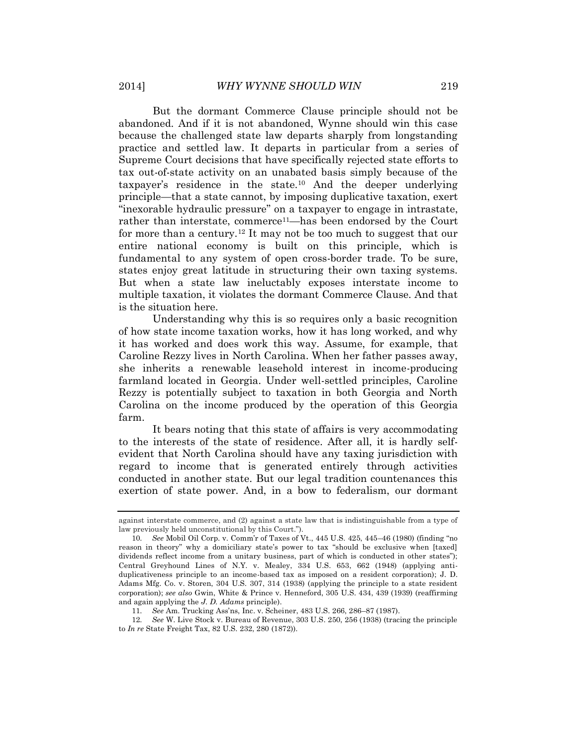But the dormant Commerce Clause principle should not be abandoned. And if it is not abandoned, Wynne should win this case because the challenged state law departs sharply from longstanding practice and settled law. It departs in particular from a series of Supreme Court decisions that have specifically rejected state efforts to tax out-of-state activity on an unabated basis simply because of the taxpayer's residence in the state.[10] And the deeper underlying principle—that a state cannot, by imposing duplicative taxation, exert "inexorable hydraulic pressure" on a taxpayer to engage in intrastate, rather than interstate, commerce[11]—has been endorsed by the Court for more than a century.[12] It may not be too much to suggest that our entire national economy is built on this principle, which is fundamental to any system of open cross-border trade. To be sure, states enjoy great latitude in structuring their own taxing systems. But when a state law ineluctably exposes interstate income to multiple taxation, it violates the dormant Commerce Clause. And that is the situation here.

Understanding why this is so requires only a basic recognition of how state income taxation works, how it has long worked, and why it has worked and does work this way. Assume, for example, that Caroline Rezzy lives in North Carolina. When her father passes away, she inherits a renewable leasehold interest in income-producing farmland located in Georgia. Under well-settled principles, Caroline Rezzy is potentially subject to taxation in both Georgia and North Carolina on the income produced by the operation of this Georgia farm.

It bears noting that this state of affairs is very accommodating to the interests of the state of residence. After all, it is hardly self-evident that North Carolina should have any taxing jurisdiction with regard to income that is generated entirely through activities conducted in another state. But our legal tradition countenances this exertion of state power. And, in a bow to federalism, our dormant

---

against interstate commerce, and (2) against a state law that is indistinguishable from a type of law previously held unconstitutional by this Court.").

10. *See* Mobil Oil Corp. v. Comm'r of Taxes of Vt., 445 U.S. 425, 445–46 (1980) (finding "no reason in theory" why a domiciliary state's power to tax "should be exclusive when [taxed] dividends reflect income from a unitary business, part of which is conducted in other states"); Central Greyhound Lines of N.Y. v. Mealey, 334 U.S. 653, 662 (1948) (applying anti-duplicativeness principle to an income-based tax as imposed on a resident corporation); J. D. Adams Mfg. Co. v. Storen, 304 U.S. 307, 314 (1938) (applying the principle to a state resident corporation); *see also* Gwin, White & Prince v. Henneford, 305 U.S. 434, 439 (1939) (reaffirming and again applying the *J. D. Adams* principle).

11. *See* Am. Trucking Ass'ns, Inc. v. Scheiner, 483 U.S. 266, 286–87 (1987).

12. *See* W. Live Stock v. Bureau of Revenue, 303 U.S. 250, 256 (1938) (tracing the principle to *In re* State Freight Tax, 82 U.S. 232, 280 (1872)).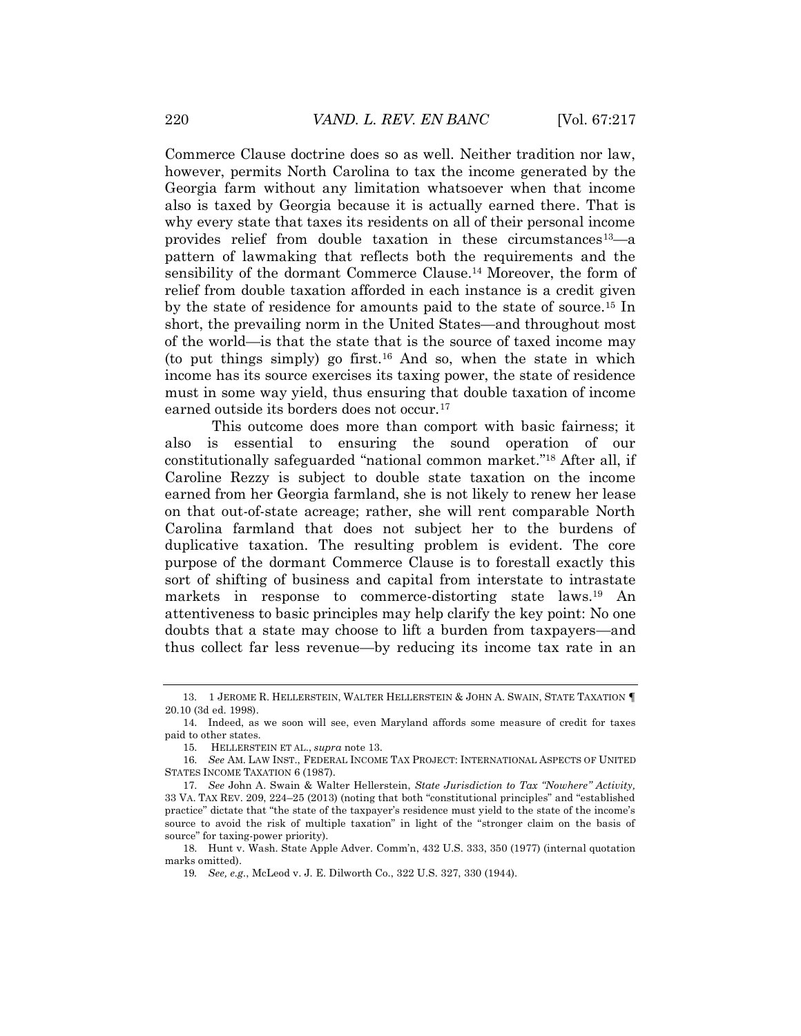Commerce Clause doctrine does so as well. Neither tradition nor law, however, permits North Carolina to tax the income generated by the Georgia farm without any limitation whatsoever when that income also is taxed by Georgia because it is actually earned there. That is why every state that taxes its residents on all of their personal income provides relief from double taxation in these circumstances[13]—a pattern of lawmaking that reflects both the requirements and the sensibility of the dormant Commerce Clause.[14] Moreover, the form of relief from double taxation afforded in each instance is a credit given by the state of residence for amounts paid to the state of source.[15] In short, the prevailing norm in the United States—and throughout most of the world—is that the state that is the source of taxed income may (to put things simply) go first.[16] And so, when the state in which income has its source exercises its taxing power, the state of residence must in some way yield, thus ensuring that double taxation of income earned outside its borders does not occur.[17]

This outcome does more than comport with basic fairness; it also is essential to ensuring the sound operation of our constitutionally safeguarded "national common market."[18] After all, if Caroline Rezzy is subject to double state taxation on the income earned from her Georgia farmland, she is not likely to renew her lease on that out-of-state acreage; rather, she will rent comparable North Carolina farmland that does not subject her to the burdens of duplicative taxation. The resulting problem is evident. The core purpose of the dormant Commerce Clause is to forestall exactly this sort of shifting of business and capital from interstate to intrastate markets in response to commerce-distorting state laws.[19] An attentiveness to basic principles may help clarify the key point: No one doubts that a state may choose to lift a burden from taxpayers—and thus collect far less revenue—by reducing its income tax rate in an

---

13. 1 JEROME R. HELLERSTEIN, WALTER HELLERSTEIN & JOHN A. SWAIN, STATE TAXATION ¶ 20.10 (3d ed. 1998).

14. Indeed, as we soon will see, even Maryland affords some measure of credit for taxes paid to other states.

15. HELLERSTEIN ET AL., *supra* note 13.

16. *See* AM. LAW INST., FEDERAL INCOME TAX PROJECT: INTERNATIONAL ASPECTS OF UNITED STATES INCOME TAXATION 6 (1987).

17. *See* John A. Swain & Walter Hellerstein, *State Jurisdiction to Tax "Nowhere" Activity,* 33 VA. TAX REV. 209, 224–25 (2013) (noting that both "constitutional principles" and "established practice" dictate that "the state of the taxpayer's residence must yield to the state of the income's source to avoid the risk of multiple taxation" in light of the "stronger claim on the basis of source" for taxing-power priority).

18. Hunt v. Wash. State Apple Adver. Comm'n, 432 U.S. 333, 350 (1977) (internal quotation marks omitted).

19. *See, e.g.*, McLeod v. J. E. Dilworth Co., 322 U.S. 327, 330 (1944).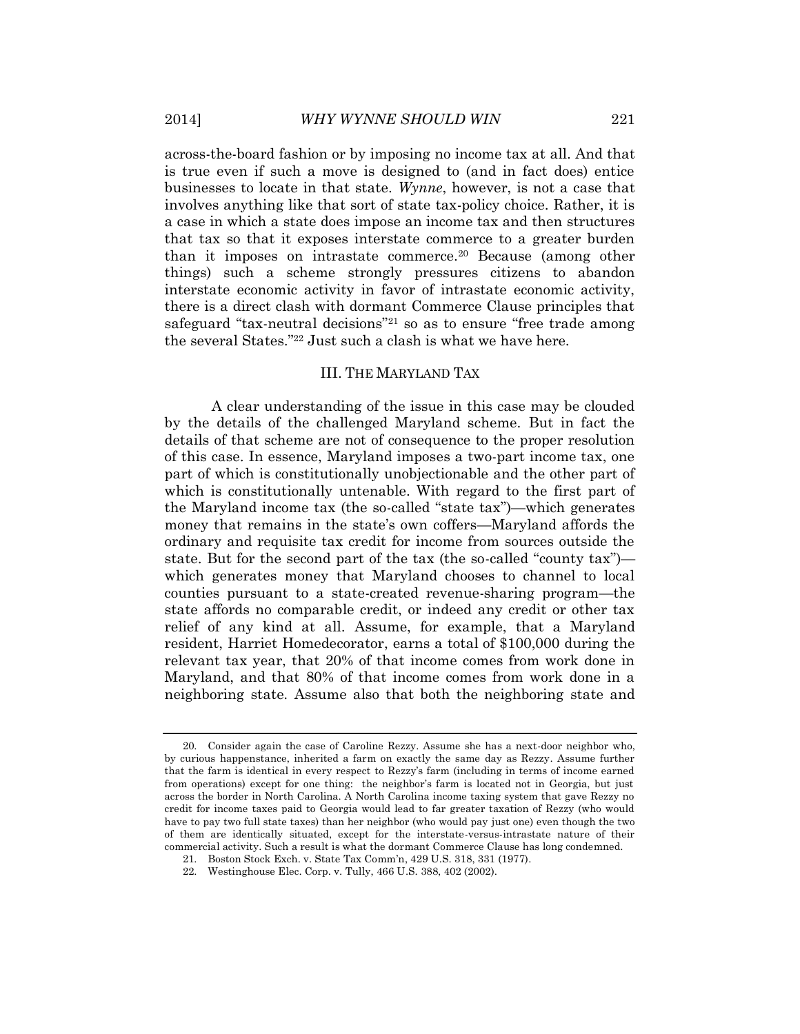across-the-board fashion or by imposing no income tax at all. And that is true even if such a move is designed to (and in fact does) entice businesses to locate in that state. *Wynne*, however, is not a case that involves anything like that sort of state tax-policy choice. Rather, it is a case in which a state does impose an income tax and then structures that tax so that it exposes interstate commerce to a greater burden than it imposes on intrastate commerce.[20] Because (among other things) such a scheme strongly pressures citizens to abandon interstate economic activity in favor of intrastate economic activity, there is a direct clash with dormant Commerce Clause principles that safeguard "tax-neutral decisions"[21] so as to ensure "free trade among the several States."[22] Just such a clash is what we have here.

## III. THE MARYLAND TAX

A clear understanding of the issue in this case may be clouded by the details of the challenged Maryland scheme. But in fact the details of that scheme are not of consequence to the proper resolution of this case. In essence, Maryland imposes a two-part income tax, one part of which is constitutionally unobjectionable and the other part of which is constitutionally untenable. With regard to the first part of the Maryland income tax (the so-called "state tax")—which generates money that remains in the state's own coffers—Maryland affords the ordinary and requisite tax credit for income from sources outside the state. But for the second part of the tax (the so-called "county tax")—which generates money that Maryland chooses to channel to local counties pursuant to a state-created revenue-sharing program—the state affords no comparable credit, or indeed any credit or other tax relief of any kind at all. Assume, for example, that a Maryland resident, Harriet Homedecorator, earns a total of $100,000 during the relevant tax year, that 20% of that income comes from work done in Maryland, and that 80% of that income comes from work done in a neighboring state. Assume also that both the neighboring state and

---

20. Consider again the case of Caroline Rezzy. Assume she has a next-door neighbor who, by curious happenstance, inherited a farm on exactly the same day as Rezzy. Assume further that the farm is identical in every respect to Rezzy's farm (including in terms of income earned from operations) except for one thing: the neighbor's farm is located not in Georgia, but just across the border in North Carolina. A North Carolina income taxing system that gave Rezzy no credit for income taxes paid to Georgia would lead to far greater taxation of Rezzy (who would have to pay two full state taxes) than her neighbor (who would pay just one) even though the two of them are identically situated, except for the interstate-versus-intrastate nature of their commercial activity. Such a result is what the dormant Commerce Clause has long condemned.

21. Boston Stock Exch. v. State Tax Comm'n, 429 U.S. 318, 331 (1977).

22. Westinghouse Elec. Corp. v. Tully, 466 U.S. 388, 402 (2002).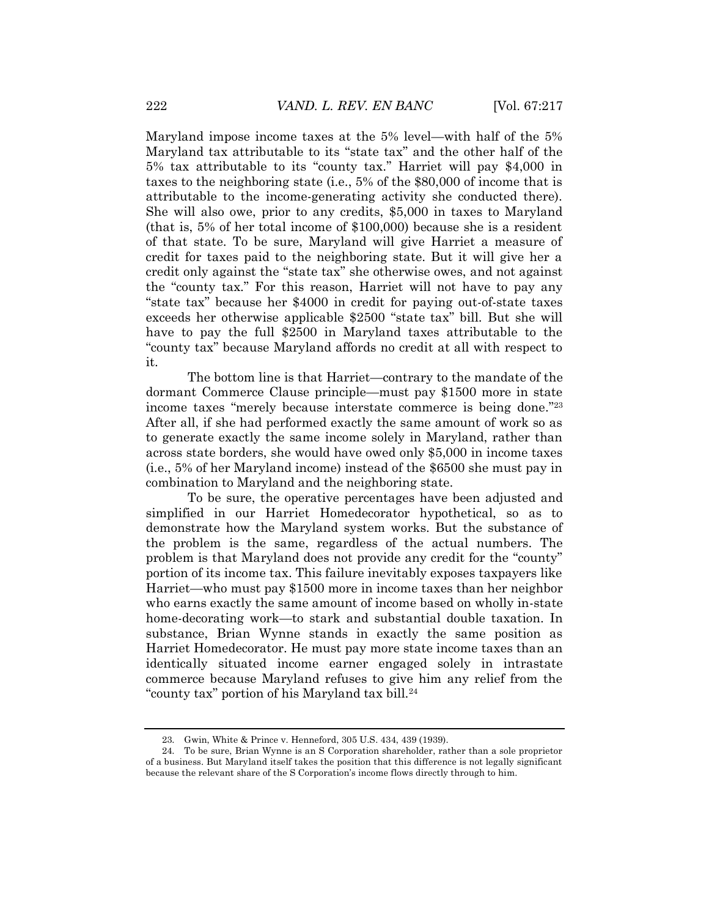Maryland impose income taxes at the 5% level—with half of the 5% Maryland tax attributable to its "state tax" and the other half of the 5% tax attributable to its "county tax." Harriet will pay $4,000 in taxes to the neighboring state (i.e., 5% of the $80,000 of income that is attributable to the income-generating activity she conducted there). She will also owe, prior to any credits, $5,000 in taxes to Maryland (that is, 5% of her total income of $100,000) because she is a resident of that state. To be sure, Maryland will give Harriet a measure of credit for taxes paid to the neighboring state. But it will give her a credit only against the "state tax" she otherwise owes, and not against the "county tax." For this reason, Harriet will not have to pay any "state tax" because her $4000 in credit for paying out-of-state taxes exceeds her otherwise applicable $2500 "state tax" bill. But she will have to pay the full $2500 in Maryland taxes attributable to the "county tax" because Maryland affords no credit at all with respect to it.

The bottom line is that Harriet—contrary to the mandate of the dormant Commerce Clause principle—must pay $1500 more in state income taxes "merely because interstate commerce is being done."[23] After all, if she had performed exactly the same amount of work so as to generate exactly the same income solely in Maryland, rather than across state borders, she would have owed only $5,000 in income taxes (i.e., 5% of her Maryland income) instead of the $6500 she must pay in combination to Maryland and the neighboring state.

To be sure, the operative percentages have been adjusted and simplified in our Harriet Homedecorator hypothetical, so as to demonstrate how the Maryland system works. But the substance of the problem is the same, regardless of the actual numbers. The problem is that Maryland does not provide any credit for the "county" portion of its income tax. This failure inevitably exposes taxpayers like Harriet—who must pay $1500 more in income taxes than her neighbor who earns exactly the same amount of income based on wholly in-state home-decorating work—to stark and substantial double taxation. In substance, Brian Wynne stands in exactly the same position as Harriet Homedecorator. He must pay more state income taxes than an identically situated income earner engaged solely in intrastate commerce because Maryland refuses to give him any relief from the "county tax" portion of his Maryland tax bill.[24]

---

23. Gwin, White & Prince v. Henneford, 305 U.S. 434, 439 (1939).

24. To be sure, Brian Wynne is an S Corporation shareholder, rather than a sole proprietor of a business. But Maryland itself takes the position that this difference is not legally significant because the relevant share of the S Corporation's income flows directly through to him.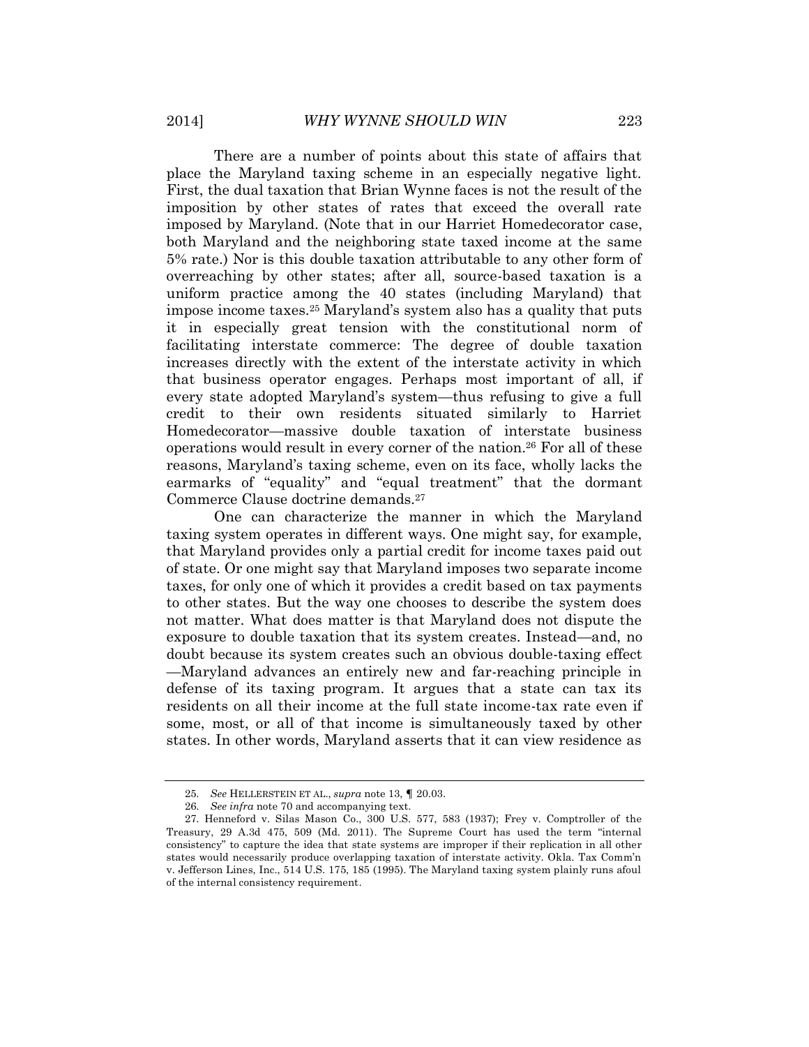There are a number of points about this state of affairs that place the Maryland taxing scheme in an especially negative light. First, the dual taxation that Brian Wynne faces is not the result of the imposition by other states of rates that exceed the overall rate imposed by Maryland. (Note that in our Harriet Homedecorator case, both Maryland and the neighboring state taxed income at the same 5% rate.) Nor is this double taxation attributable to any other form of overreaching by other states; after all, source-based taxation is a uniform practice among the 40 states (including Maryland) that impose income taxes.[25] Maryland's system also has a quality that puts it in especially great tension with the constitutional norm of facilitating interstate commerce: The degree of double taxation increases directly with the extent of the interstate activity in which that business operator engages. Perhaps most important of all, if every state adopted Maryland's system—thus refusing to give a full credit to their own residents situated similarly to Harriet Homedecorator—massive double taxation of interstate business operations would result in every corner of the nation.[26] For all of these reasons, Maryland's taxing scheme, even on its face, wholly lacks the earmarks of "equality" and "equal treatment" that the dormant Commerce Clause doctrine demands.[27]

One can characterize the manner in which the Maryland taxing system operates in different ways. One might say, for example, that Maryland provides only a partial credit for income taxes paid out of state. Or one might say that Maryland imposes two separate income taxes, for only one of which it provides a credit based on tax payments to other states. But the way one chooses to describe the system does not matter. What does matter is that Maryland does not dispute the exposure to double taxation that its system creates. Instead—and, no doubt because its system creates such an obvious double-taxing effect—Maryland advances an entirely new and far-reaching principle in defense of its taxing program. It argues that a state can tax its residents on all their income at the full state income-tax rate even if some, most, or all of that income is simultaneously taxed by other states. In other words, Maryland asserts that it can view residence as

---

25. *See* HELLERSTEIN ET AL., *supra* note 13, ¶ 20.03.

26. *See infra* note 70 and accompanying text.

27. Henneford v. Silas Mason Co., 300 U.S. 577, 583 (1937); Frey v. Comptroller of the Treasury, 29 A.3d 475, 509 (Md. 2011). The Supreme Court has used the term "internal consistency" to capture the idea that state systems are improper if their replication in all other states would necessarily produce overlapping taxation of interstate activity. Okla. Tax Comm'n v. Jefferson Lines, Inc., 514 U.S. 175, 185 (1995). The Maryland taxing system plainly runs afoul of the internal consistency requirement.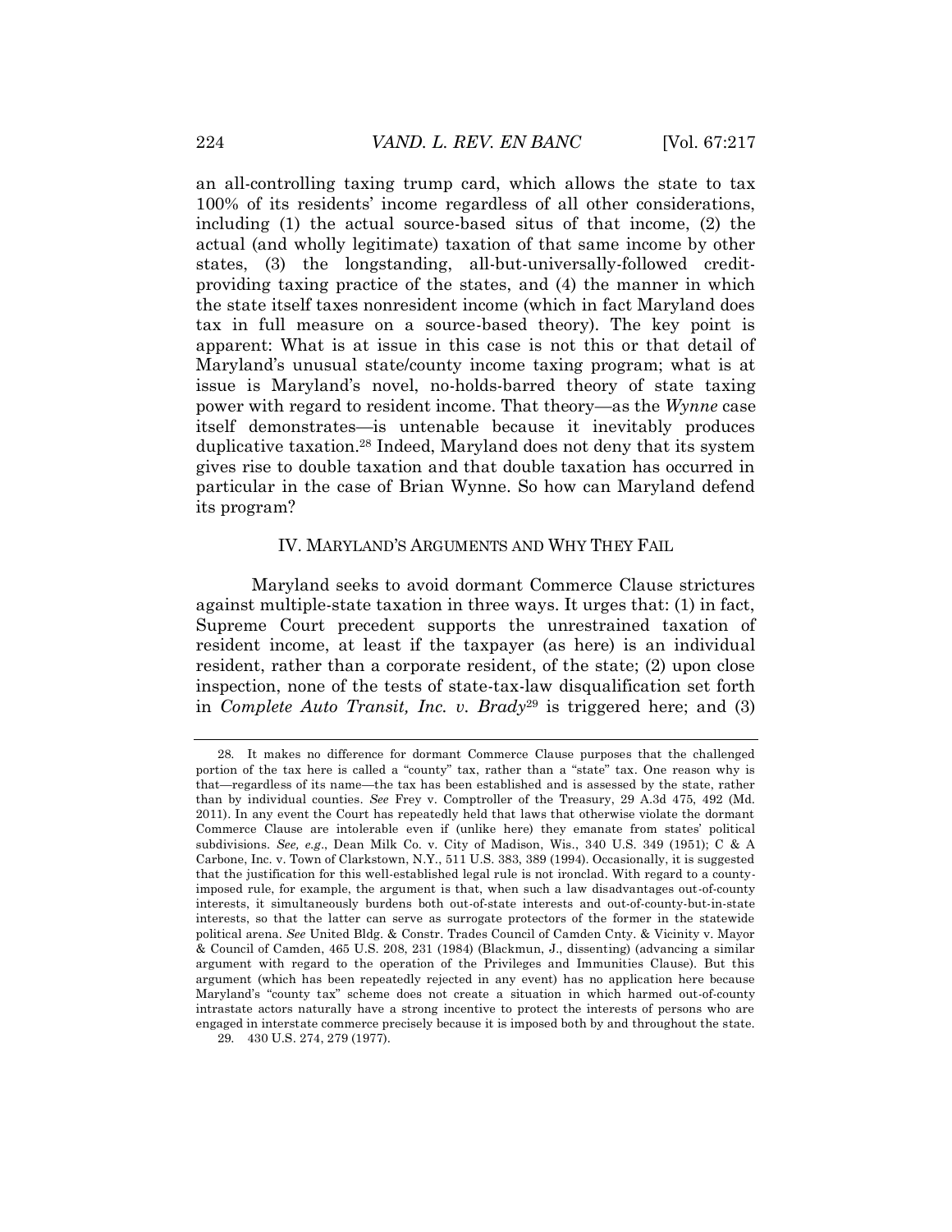an all-controlling taxing trump card, which allows the state to tax 100% of its residents' income regardless of all other considerations, including (1) the actual source-based situs of that income, (2) the actual (and wholly legitimate) taxation of that same income by other states, (3) the longstanding, all-but-universally-followed credit-providing taxing practice of the states, and (4) the manner in which the state itself taxes nonresident income (which in fact Maryland does tax in full measure on a source-based theory). The key point is apparent: What is at issue in this case is not this or that detail of Maryland's unusual state/county income taxing program; what is at issue is Maryland's novel, no-holds-barred theory of state taxing power with regard to resident income. That theory—as the *Wynne* case itself demonstrates—is untenable because it inevitably produces duplicative taxation.[28] Indeed, Maryland does not deny that its system gives rise to double taxation and that double taxation has occurred in particular in the case of Brian Wynne. So how can Maryland defend its program?

## IV. MARYLAND'S ARGUMENTS AND WHY THEY FAIL

Maryland seeks to avoid dormant Commerce Clause strictures against multiple-state taxation in three ways. It urges that: (1) in fact, Supreme Court precedent supports the unrestrained taxation of resident income, at least if the taxpayer (as here) is an individual resident, rather than a corporate resident, of the state; (2) upon close inspection, none of the tests of state-tax-law disqualification set forth in *Complete Auto Transit, Inc. v. Brady*[29] is triggered here; and (3)

---

28. It makes no difference for dormant Commerce Clause purposes that the challenged portion of the tax here is called a "county" tax, rather than a "state" tax. One reason why is that—regardless of its name—the tax has been established and is assessed by the state, rather than by individual counties. *See* Frey v. Comptroller of the Treasury, 29 A.3d 475, 492 (Md. 2011). In any event the Court has repeatedly held that laws that otherwise violate the dormant Commerce Clause are intolerable even if (unlike here) they emanate from states' political subdivisions. *See, e.g.*, Dean Milk Co. v. City of Madison, Wis., 340 U.S. 349 (1951); C & A Carbone, Inc. v. Town of Clarkstown, N.Y., 511 U.S. 383, 389 (1994). Occasionally, it is suggested that the justification for this well-established legal rule is not ironclad. With regard to a county-imposed rule, for example, the argument is that, when such a law disadvantages out-of-county interests, it simultaneously burdens both out-of-state interests and out-of-county-but-in-state interests, so that the latter can serve as surrogate protectors of the former in the statewide political arena. *See* United Bldg. & Constr. Trades Council of Camden Cnty. & Vicinity v. Mayor & Council of Camden, 465 U.S. 208, 231 (1984) (Blackmun, J., dissenting) (advancing a similar argument with regard to the operation of the Privileges and Immunities Clause). But this argument (which has been repeatedly rejected in any event) has no application here because Maryland's "county tax" scheme does not create a situation in which harmed out-of-county intrastate actors naturally have a strong incentive to protect the interests of persons who are engaged in interstate commerce precisely because it is imposed both by and throughout the state.

29. 430 U.S. 274, 279 (1977).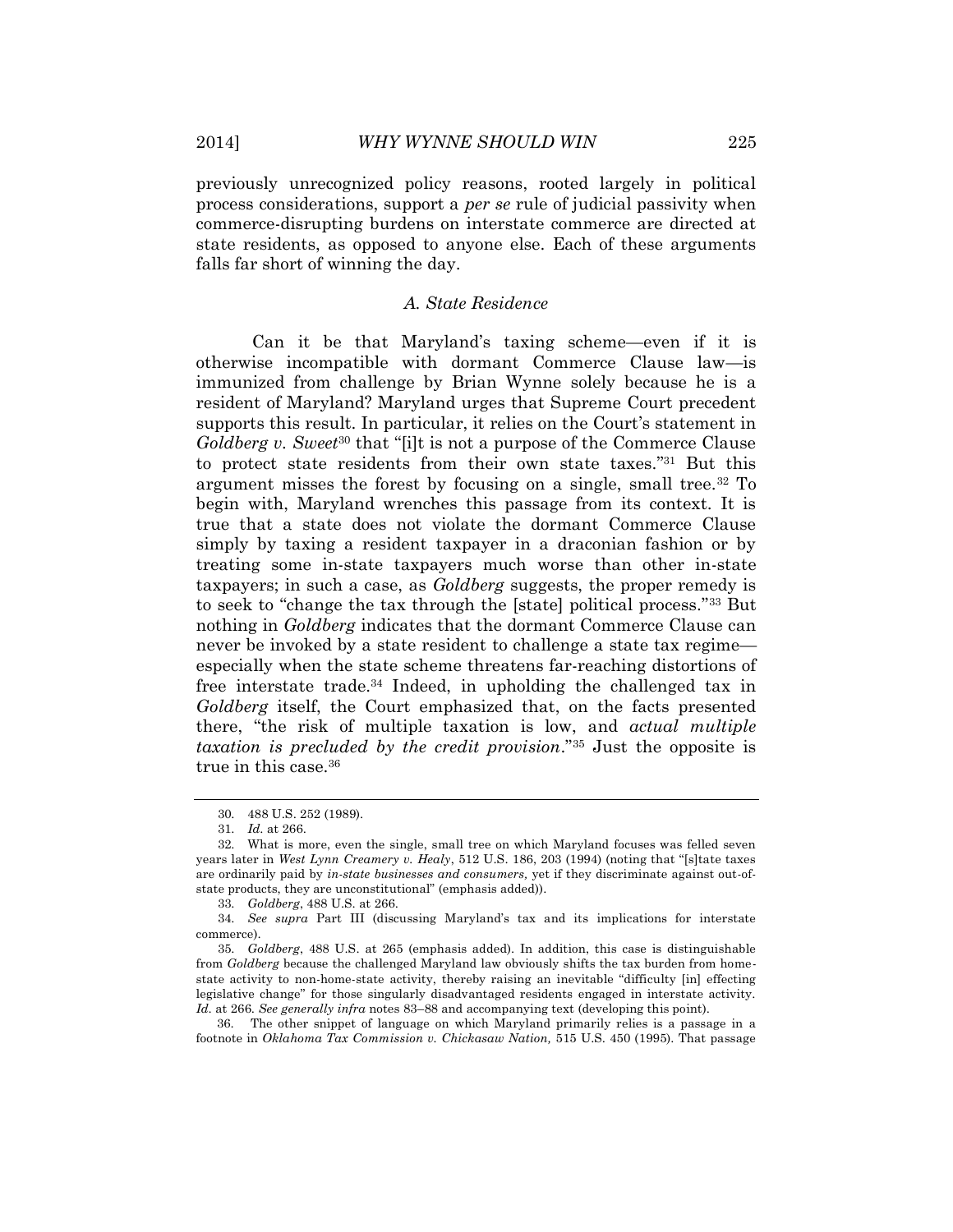previously unrecognized policy reasons, rooted largely in political process considerations, support a *per se* rule of judicial passivity when commerce-disrupting burdens on interstate commerce are directed at state residents, as opposed to anyone else. Each of these arguments falls far short of winning the day.

### *A. State Residence*

Can it be that Maryland's taxing scheme—even if it is otherwise incompatible with dormant Commerce Clause law—is immunized from challenge by Brian Wynne solely because he is a resident of Maryland? Maryland urges that Supreme Court precedent supports this result. In particular, it relies on the Court's statement in *Goldberg v. Sweet*[30] that "[i]t is not a purpose of the Commerce Clause to protect state residents from their own state taxes."[31] But this argument misses the forest by focusing on a single, small tree.[32] To begin with, Maryland wrenches this passage from its context. It is true that a state does not violate the dormant Commerce Clause simply by taxing a resident taxpayer in a draconian fashion or by treating some in-state taxpayers much worse than other in-state taxpayers; in such a case, as *Goldberg* suggests, the proper remedy is to seek to "change the tax through the [state] political process."[33] But nothing in *Goldberg* indicates that the dormant Commerce Clause can never be invoked by a state resident to challenge a state tax regime—especially when the state scheme threatens far-reaching distortions of free interstate trade.[34] Indeed, in upholding the challenged tax in *Goldberg* itself, the Court emphasized that, on the facts presented there, "the risk of multiple taxation is low, and *actual multiple taxation is precluded by the credit provision*."[35] Just the opposite is true in this case.[36]

---

30. 488 U.S. 252 (1989).

31. *Id.* at 266.

32. What is more, even the single, small tree on which Maryland focuses was felled seven years later in *West Lynn Creamery v. Healy*, 512 U.S. 186, 203 (1994) (noting that "[s]tate taxes are ordinarily paid by *in-state businesses and consumers,* yet if they discriminate against out-of-state products, they are unconstitutional" (emphasis added)).

33. *Goldberg*, 488 U.S. at 266.

34. *See supra* Part III (discussing Maryland's tax and its implications for interstate commerce).

35. *Goldberg*, 488 U.S. at 265 (emphasis added). In addition, this case is distinguishable from *Goldberg* because the challenged Maryland law obviously shifts the tax burden from home-state activity to non-home-state activity, thereby raising an inevitable "difficulty [in] effecting legislative change" for those singularly disadvantaged residents engaged in interstate activity. *Id.* at 266. *See generally infra* notes 83–88 and accompanying text (developing this point).

36. The other snippet of language on which Maryland primarily relies is a passage in a footnote in *Oklahoma Tax Commission v. Chickasaw Nation,* 515 U.S. 450 (1995). That passage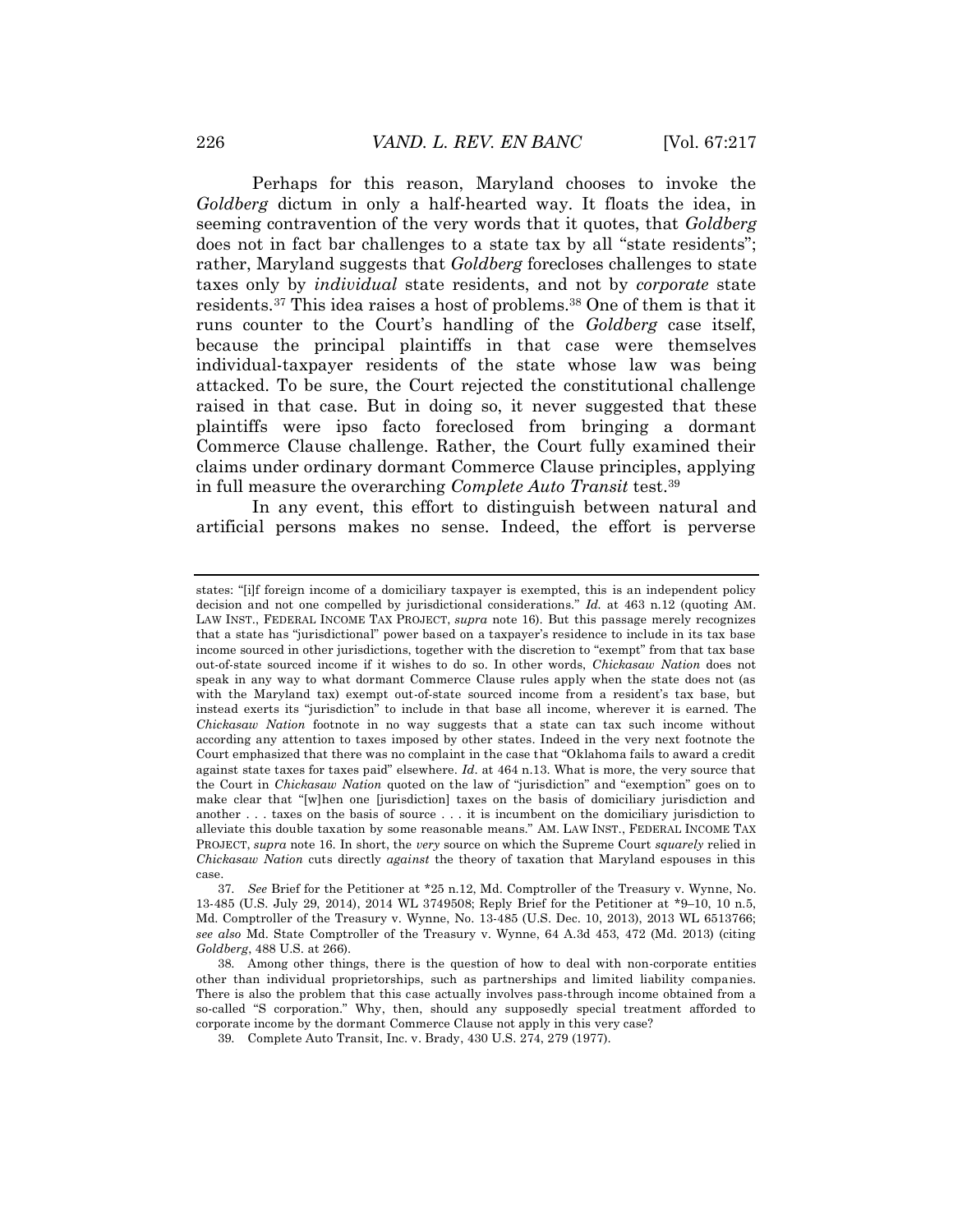Perhaps for this reason, Maryland chooses to invoke the *Goldberg* dictum in only a half-hearted way. It floats the idea, in seeming contravention of the very words that it quotes, that *Goldberg* does not in fact bar challenges to a state tax by all "state residents"; rather, Maryland suggests that *Goldberg* forecloses challenges to state taxes only by *individual* state residents, and not by *corporate* state residents.[37] This idea raises a host of problems.[38] One of them is that it runs counter to the Court's handling of the *Goldberg* case itself, because the principal plaintiffs in that case were themselves individual-taxpayer residents of the state whose law was being attacked. To be sure, the Court rejected the constitutional challenge raised in that case. But in doing so, it never suggested that these plaintiffs were ipso facto foreclosed from bringing a dormant Commerce Clause challenge. Rather, the Court fully examined their claims under ordinary dormant Commerce Clause principles, applying in full measure the overarching *Complete Auto Transit* test.[39]

In any event, this effort to distinguish between natural and artificial persons makes no sense. Indeed, the effort is perverse

---

states: "[i]f foreign income of a domiciliary taxpayer is exempted, this is an independent policy decision and not one compelled by jurisdictional considerations." *Id.* at 463 n.12 (quoting AM. LAW INST., FEDERAL INCOME TAX PROJECT, *supra* note 16). But this passage merely recognizes that a state has "jurisdictional" power based on a taxpayer's residence to include in its tax base income sourced in other jurisdictions, together with the discretion to "exempt" from that tax base out-of-state sourced income if it wishes to do so. In other words, *Chickasaw Nation* does not speak in any way to what dormant Commerce Clause rules apply when the state does not (as with the Maryland tax) exempt out-of-state sourced income from a resident's tax base, but instead exerts its "jurisdiction" to include in that base all income, wherever it is earned. The *Chickasaw Nation* footnote in no way suggests that a state can tax such income without according any attention to taxes imposed by other states. Indeed in the very next footnote the Court emphasized that there was no complaint in the case that "Oklahoma fails to award a credit against state taxes for taxes paid" elsewhere. *Id*. at 464 n.13. What is more, the very source that the Court in *Chickasaw Nation* quoted on the law of "jurisdiction" and "exemption" goes on to make clear that "[w]hen one [jurisdiction] taxes on the basis of domiciliary jurisdiction and another . . . taxes on the basis of source . . . it is incumbent on the domiciliary jurisdiction to alleviate this double taxation by some reasonable means." AM. LAW INST., FEDERAL INCOME TAX PROJECT, *supra* note 16. In short, the *very* source on which the Supreme Court *squarely* relied in *Chickasaw Nation* cuts directly *against* the theory of taxation that Maryland espouses in this case.

37. *See* Brief for the Petitioner at *25 n.12, Md. Comptroller of the Treasury v. Wynne, No. 13-485 (U.S. July 29, 2014), 2014 WL 3749508; Reply Brief for the Petitioner at *9–10, 10 n.5, Md. Comptroller of the Treasury v. Wynne, No. 13-485 (U.S. Dec. 10, 2013), 2013 WL 6513766; *see also* Md. State Comptroller of the Treasury v. Wynne, 64 A.3d 453, 472 (Md. 2013) (citing *Goldberg*, 488 U.S. at 266).

38. Among other things, there is the question of how to deal with non-corporate entities other than individual proprietorships, such as partnerships and limited liability companies. There is also the problem that this case actually involves pass-through income obtained from a so-called "S corporation." Why, then, should any supposedly special treatment afforded to corporate income by the dormant Commerce Clause not apply in this very case?

39. Complete Auto Transit, Inc. v. Brady, 430 U.S. 274, 279 (1977).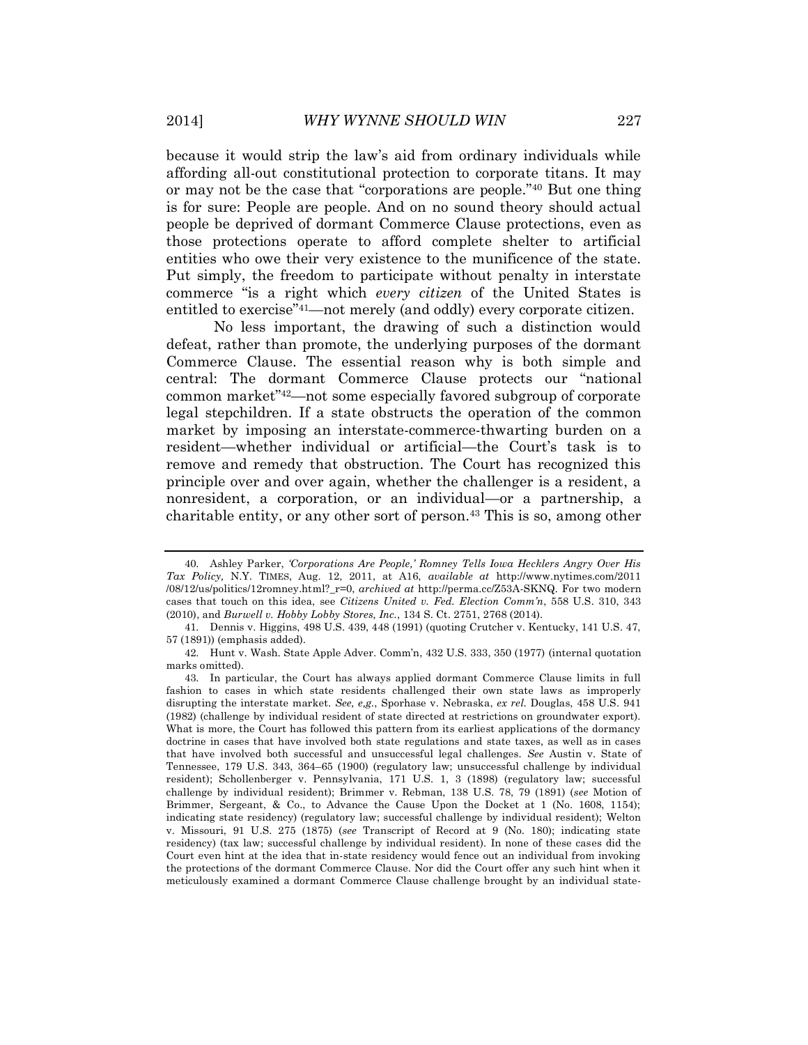because it would strip the law's aid from ordinary individuals while affording all-out constitutional protection to corporate titans. It may or may not be the case that "corporations are people."[40] But one thing is for sure: People are people. And on no sound theory should actual people be deprived of dormant Commerce Clause protections, even as those protections operate to afford complete shelter to artificial entities who owe their very existence to the munificence of the state. Put simply, the freedom to participate without penalty in interstate commerce "is a right which *every citizen* of the United States is entitled to exercise"[41]—not merely (and oddly) every corporate citizen.

No less important, the drawing of such a distinction would defeat, rather than promote, the underlying purposes of the dormant Commerce Clause. The essential reason why is both simple and central: The dormant Commerce Clause protects our "national common market"[42]—not some especially favored subgroup of corporate legal stepchildren. If a state obstructs the operation of the common market by imposing an interstate-commerce-thwarting burden on a resident—whether individual or artificial—the Court's task is to remove and remedy that obstruction. The Court has recognized this principle over and over again, whether the challenger is a resident, a nonresident, a corporation, or an individual—or a partnership, a charitable entity, or any other sort of person.[43] This is so, among other

---

40. Ashley Parker, *'Corporations Are People,' Romney Tells Iowa Hecklers Angry Over His Tax Policy*, N.Y. TIMES, Aug. 12, 2011, at A16, *available at* http://www.nytimes.com/2011/08/12/us/politics/12romney.html?_r=0, *archived at* http://perma.cc/Z53A-SKNQ. For two modern cases that touch on this idea, see *Citizens United v. Fed. Election Comm'n*, 558 U.S. 310, 343 (2010), and *Burwell v. Hobby Lobby Stores, Inc.*, 134 S. Ct. 2751, 2768 (2014).

41. Dennis v. Higgins, 498 U.S. 439, 448 (1991) (quoting Crutcher v. Kentucky, 141 U.S. 47, 57 (1891)) (emphasis added).

42. Hunt v. Wash. State Apple Adver. Comm'n, 432 U.S. 333, 350 (1977) (internal quotation marks omitted).

43. In particular, the Court has always applied dormant Commerce Clause limits in full fashion to cases in which state residents challenged their own state laws as improperly disrupting the interstate market. *See, e.g.*, Sporhase v. Nebraska, *ex rel.* Douglas, 458 U.S. 941 (1982) (challenge by individual resident of state directed at restrictions on groundwater export). What is more, the Court has followed this pattern from its earliest applications of the dormancy doctrine in cases that have involved both state regulations and state taxes, as well as in cases that have involved both successful and unsuccessful legal challenges. *See* Austin v. State of Tennessee, 179 U.S. 343, 364–65 (1900) (regulatory law; unsuccessful challenge by individual resident); Schollenberger v. Pennsylvania, 171 U.S. 1, 3 (1898) (regulatory law; successful challenge by individual resident); Brimmer v. Rebman, 138 U.S. 78, 79 (1891) (*see* Motion of Brimmer, Sergeant, & Co., to Advance the Cause Upon the Docket at 1 (No. 1608, 1154); indicating state residency) (regulatory law; successful challenge by individual resident); Welton v. Missouri, 91 U.S. 275 (1875) (*see* Transcript of Record at 9 (No. 180); indicating state residency) (tax law; successful challenge by individual resident). In none of these cases did the Court even hint at the idea that in-state residency would fence out an individual from invoking the protections of the dormant Commerce Clause. Nor did the Court offer any such hint when it meticulously examined a dormant Commerce Clause challenge brought by an individual state-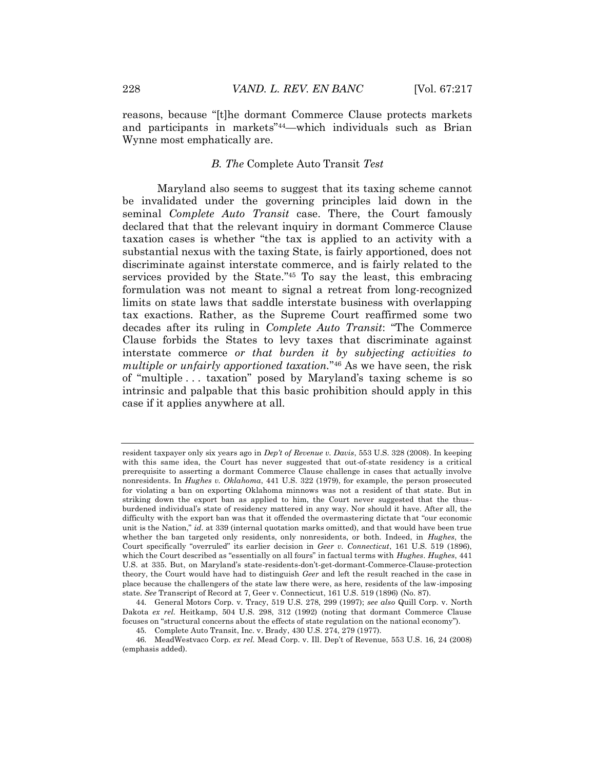reasons, because "[t]he dormant Commerce Clause protects markets and participants in markets"[44]—which individuals such as Brian Wynne most emphatically are.

### *B. The* Complete Auto Transit *Test*

Maryland also seems to suggest that its taxing scheme cannot be invalidated under the governing principles laid down in the seminal *Complete Auto Transit* case. There, the Court famously declared that that the relevant inquiry in dormant Commerce Clause taxation cases is whether "the tax is applied to an activity with a substantial nexus with the taxing State, is fairly apportioned, does not discriminate against interstate commerce, and is fairly related to the services provided by the State."[45] To say the least, this embracing formulation was not meant to signal a retreat from long-recognized limits on state laws that saddle interstate business with overlapping tax exactions. Rather, as the Supreme Court reaffirmed some two decades after its ruling in *Complete Auto Transit*: "The Commerce Clause forbids the States to levy taxes that discriminate against interstate commerce *or that burden it by subjecting activities to multiple or unfairly apportioned taxation*."[46] As we have seen, the risk of "multiple . . . taxation" posed by Maryland's taxing scheme is so intrinsic and palpable that this basic prohibition should apply in this case if it applies anywhere at all.

---

resident taxpayer only six years ago in *Dep't of Revenue v. Davis*, 553 U.S. 328 (2008). In keeping with this same idea, the Court has never suggested that out-of-state residency is a critical prerequisite to asserting a dormant Commerce Clause challenge in cases that actually involve nonresidents. In *Hughes v. Oklahoma*, 441 U.S. 322 (1979), for example, the person prosecuted for violating a ban on exporting Oklahoma minnows was not a resident of that state. But in striking down the export ban as applied to him, the Court never suggested that the thus-burdened individual's state of residency mattered in any way. Nor should it have. After all, the difficulty with the export ban was that it offended the overmastering dictate that "our economic unit is the Nation," *id.* at 339 (internal quotation marks omitted), and that would have been true whether the ban targeted only residents, only nonresidents, or both. Indeed, in *Hughes*, the Court specifically "overruled" its earlier decision in *Geer v. Connecticut*, 161 U.S. 519 (1896), which the Court described as "essentially on all fours" in factual terms with *Hughes*. *Hughes*, 441 U.S. at 335. But, on Maryland's state-residents-don't-get-dormant-Commerce-Clause-protection theory, the Court would have had to distinguish *Geer* and left the result reached in the case in place because the challengers of the state law there were, as here, residents of the law-imposing state. *See* Transcript of Record at 7, Geer v. Connecticut, 161 U.S. 519 (1896) (No. 87).

44. General Motors Corp. v. Tracy, 519 U.S. 278, 299 (1997); *see also* Quill Corp. v. North Dakota *ex rel.* Heitkamp, 504 U.S. 298, 312 (1992) (noting that dormant Commerce Clause focuses on "structural concerns about the effects of state regulation on the national economy").

45. Complete Auto Transit, Inc. v. Brady, 430 U.S. 274, 279 (1977).

46. MeadWestvaco Corp. *ex rel.* Mead Corp. v. Ill. Dep't of Revenue, 553 U.S. 16, 24 (2008) (emphasis added).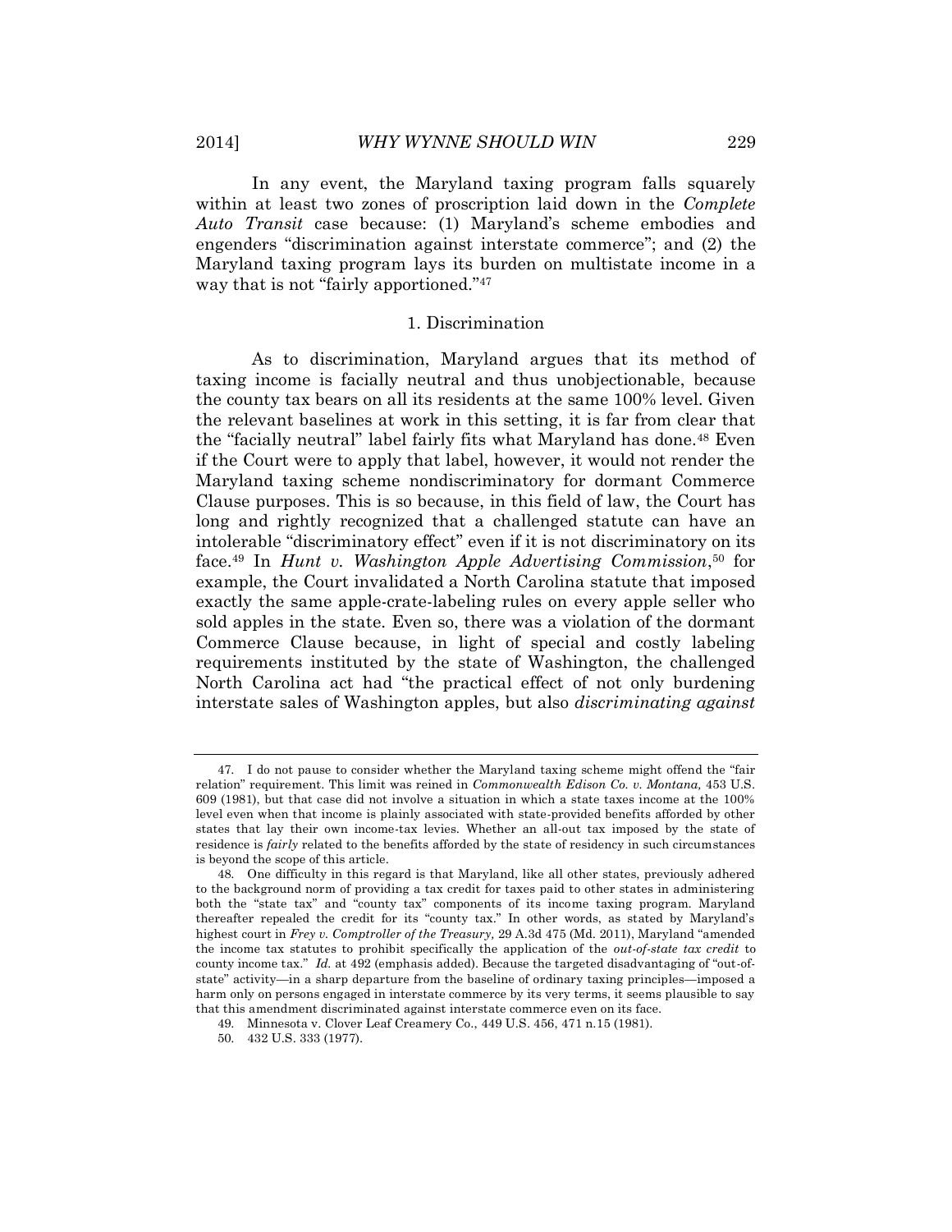In any event, the Maryland taxing program falls squarely within at least two zones of proscription laid down in the *Complete Auto Transit* case because: (1) Maryland's scheme embodies and engenders "discrimination against interstate commerce"; and (2) the Maryland taxing program lays its burden on multistate income in a way that is not "fairly apportioned."[47]

### 1. Discrimination

As to discrimination, Maryland argues that its method of taxing income is facially neutral and thus unobjectionable, because the county tax bears on all its residents at the same 100% level. Given the relevant baselines at work in this setting, it is far from clear that the "facially neutral" label fairly fits what Maryland has done.[48] Even if the Court were to apply that label, however, it would not render the Maryland taxing scheme nondiscriminatory for dormant Commerce Clause purposes. This is so because, in this field of law, the Court has long and rightly recognized that a challenged statute can have an intolerable "discriminatory effect" even if it is not discriminatory on its face.[49] In *Hunt v. Washington Apple Advertising Commission*,[50] for example, the Court invalidated a North Carolina statute that imposed exactly the same apple-crate-labeling rules on every apple seller who sold apples in the state. Even so, there was a violation of the dormant Commerce Clause because, in light of special and costly labeling requirements instituted by the state of Washington, the challenged North Carolina act had "the practical effect of not only burdening interstate sales of Washington apples, but also *discriminating against*

---

47. I do not pause to consider whether the Maryland taxing scheme might offend the "fair relation" requirement. This limit was reined in *Commonwealth Edison Co. v. Montana,* 453 U.S. 609 (1981), but that case did not involve a situation in which a state taxes income at the 100% level even when that income is plainly associated with state-provided benefits afforded by other states that lay their own income-tax levies. Whether an all-out tax imposed by the state of residence is *fairly* related to the benefits afforded by the state of residency in such circumstances is beyond the scope of this article.

48. One difficulty in this regard is that Maryland, like all other states, previously adhered to the background norm of providing a tax credit for taxes paid to other states in administering both the "state tax" and "county tax" components of its income taxing program. Maryland thereafter repealed the credit for its "county tax." In other words, as stated by Maryland's highest court in *Frey v. Comptroller of the Treasury,* 29 A.3d 475 (Md. 2011), Maryland "amended the income tax statutes to prohibit specifically the application of the *out-of-state tax credit* to county income tax." *Id.* at 492 (emphasis added). Because the targeted disadvantaging of "out-of-state" activity—in a sharp departure from the baseline of ordinary taxing principles—imposed a harm only on persons engaged in interstate commerce by its very terms, it seems plausible to say that this amendment discriminated against interstate commerce even on its face.

49. Minnesota v. Clover Leaf Creamery Co., 449 U.S. 456, 471 n.15 (1981).

50. 432 U.S. 333 (1977).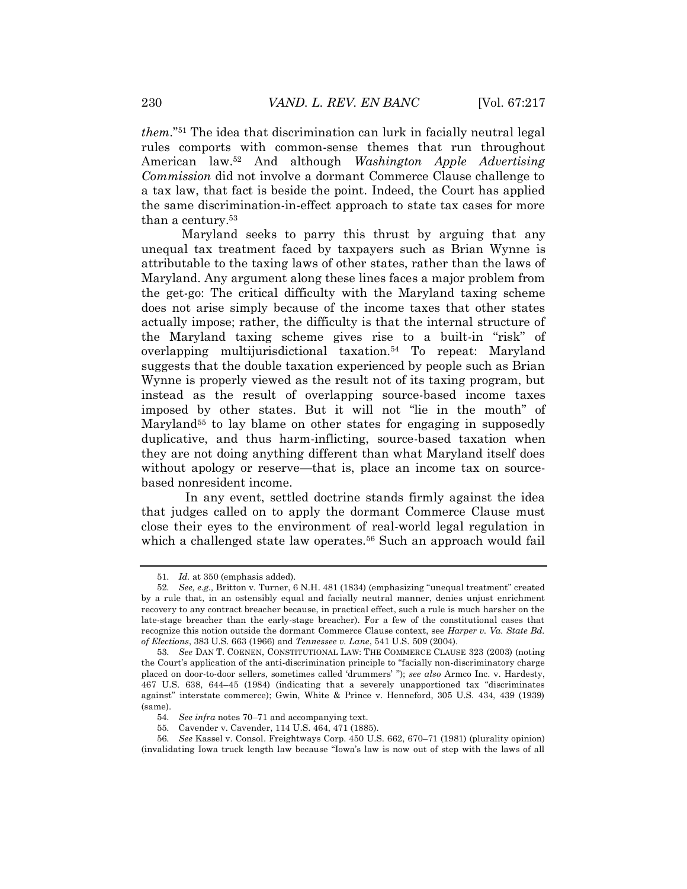*them*."[51] The idea that discrimination can lurk in facially neutral legal rules comports with common-sense themes that run throughout American law.[52] And although *Washington Apple Advertising Commission* did not involve a dormant Commerce Clause challenge to a tax law, that fact is beside the point. Indeed, the Court has applied the same discrimination-in-effect approach to state tax cases for more than a century.[53]

Maryland seeks to parry this thrust by arguing that any unequal tax treatment faced by taxpayers such as Brian Wynne is attributable to the taxing laws of other states, rather than the laws of Maryland. Any argument along these lines faces a major problem from the get-go: The critical difficulty with the Maryland taxing scheme does not arise simply because of the income taxes that other states actually impose; rather, the difficulty is that the internal structure of the Maryland taxing scheme gives rise to a built-in "risk" of overlapping multijurisdictional taxation.[54] To repeat: Maryland suggests that the double taxation experienced by people such as Brian Wynne is properly viewed as the result not of its taxing program, but instead as the result of overlapping source-based income taxes imposed by other states. But it will not "lie in the mouth" of Maryland[55] to lay blame on other states for engaging in supposedly duplicative, and thus harm-inflicting, source-based taxation when they are not doing anything different than what Maryland itself does without apology or reserve—that is, place an income tax on source-based nonresident income.

In any event, settled doctrine stands firmly against the idea that judges called on to apply the dormant Commerce Clause must close their eyes to the environment of real-world legal regulation in which a challenged state law operates.[56] Such an approach would fail

---

51. *Id.* at 350 (emphasis added).

52. *See, e.g.,* Britton v. Turner, 6 N.H. 481 (1834) (emphasizing "unequal treatment" created by a rule that, in an ostensibly equal and facially neutral manner, denies unjust enrichment recovery to any contract breacher because, in practical effect, such a rule is much harsher on the late-stage breacher than the early-stage breacher). For a few of the constitutional cases that recognize this notion outside the dormant Commerce Clause context, see *Harper v. Va. State Bd. of Elections*, 383 U.S. 663 (1966) and *Tennessee v. Lane*, 541 U.S. 509 (2004).

53. *See* DAN T. COENEN, CONSTITUTIONAL LAW: THE COMMERCE CLAUSE 323 (2003) (noting the Court's application of the anti-discrimination principle to "facially non-discriminatory charge placed on door-to-door sellers, sometimes called 'drummers' "); *see also* Armco Inc. v. Hardesty, 467 U.S. 638, 644–45 (1984) (indicating that a severely unapportioned tax "discriminates against" interstate commerce); Gwin, White & Prince v. Henneford, 305 U.S. 434, 439 (1939) (same).

54. *See infra* notes 70–71 and accompanying text.

55. Cavender v. Cavender, 114 U.S. 464, 471 (1885).

56. *See* Kassel v. Consol. Freightways Corp. 450 U.S. 662, 670–71 (1981) (plurality opinion) (invalidating Iowa truck length law because "Iowa's law is now out of step with the laws of all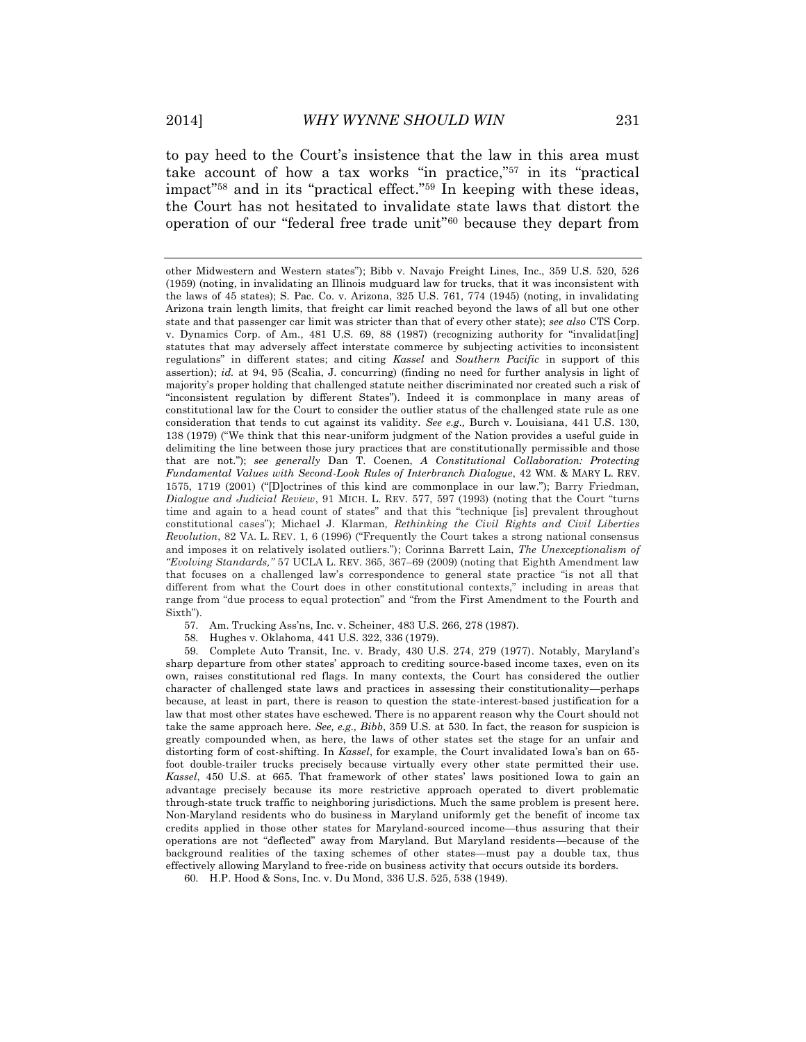to pay heed to the Court's insistence that the law in this area must take account of how a tax works "in practice,"[57] in its "practical impact"[58] and in its "practical effect."[59] In keeping with these ideas, the Court has not hesitated to invalidate state laws that distort the operation of our "federal free trade unit"[60] because they depart from

---

other Midwestern and Western states"); Bibb v. Navajo Freight Lines, Inc., 359 U.S. 520, 526 (1959) (noting, in invalidating an Illinois mudguard law for trucks, that it was inconsistent with the laws of 45 states); S. Pac. Co. v. Arizona, 325 U.S. 761, 774 (1945) (noting, in invalidating Arizona train length limits, that freight car limit reached beyond the laws of all but one other state and that passenger car limit was stricter than that of every other state); *see also* CTS Corp. v. Dynamics Corp. of Am., 481 U.S. 69, 88 (1987) (recognizing authority for "invalidat[ing] statutes that may adversely affect interstate commerce by subjecting activities to inconsistent regulations" in different states; and citing *Kassel* and *Southern Pacific* in support of this assertion); *id.* at 94, 95 (Scalia, J. concurring) (finding no need for further analysis in light of majority's proper holding that challenged statute neither discriminated nor created such a risk of "inconsistent regulation by different States"). Indeed it is commonplace in many areas of constitutional law for the Court to consider the outlier status of the challenged state rule as one consideration that tends to cut against its validity. *See e.g.,* Burch v. Louisiana, 441 U.S. 130, 138 (1979) ("We think that this near-uniform judgment of the Nation provides a useful guide in delimiting the line between those jury practices that are constitutionally permissible and those that are not."); *see generally* Dan T. Coenen, *A Constitutional Collaboration: Protecting Fundamental Values with Second-Look Rules of Interbranch Dialogue*, 42 WM. & MARY L. REV. 1575, 1719 (2001) ("[D]octrines of this kind are commonplace in our law."); Barry Friedman, *Dialogue and Judicial Review*, 91 MICH. L. REV. 577, 597 (1993) (noting that the Court "turns time and again to a head count of states" and that this "technique [is] prevalent throughout constitutional cases"); Michael J. Klarman, *Rethinking the Civil Rights and Civil Liberties Revolution*, 82 VA. L. REV. 1, 6 (1996) ("Frequently the Court takes a strong national consensus and imposes it on relatively isolated outliers."); Corinna Barrett Lain, *The Unexceptionalism of "Evolving Standards,"* 57 UCLA L. REV. 365, 367–69 (2009) (noting that Eighth Amendment law that focuses on a challenged law's correspondence to general state practice "is not all that different from what the Court does in other constitutional contexts," including in areas that range from "due process to equal protection" and "from the First Amendment to the Fourth and Sixth").

57. Am. Trucking Ass'ns, Inc. v. Scheiner, 483 U.S. 266, 278 (1987).

58. Hughes v. Oklahoma, 441 U.S. 322, 336 (1979).

59. Complete Auto Transit, Inc. v. Brady, 430 U.S. 274, 279 (1977). Notably, Maryland's sharp departure from other states' approach to crediting source-based income taxes, even on its own, raises constitutional red flags. In many contexts, the Court has considered the outlier character of challenged state laws and practices in assessing their constitutionality—perhaps because, at least in part, there is reason to question the state-interest-based justification for a law that most other states have eschewed. There is no apparent reason why the Court should not take the same approach here. *See, e.g., Bibb*, 359 U.S. at 530. In fact, the reason for suspicion is greatly compounded when, as here, the laws of other states set the stage for an unfair and distorting form of cost-shifting. In *Kassel*, for example, the Court invalidated Iowa's ban on 65-foot double-trailer trucks precisely because virtually every other state permitted their use. *Kassel*, 450 U.S. at 665. That framework of other states' laws positioned Iowa to gain an advantage precisely because its more restrictive approach operated to divert problematic through-state truck traffic to neighboring jurisdictions. Much the same problem is present here. Non-Maryland residents who do business in Maryland uniformly get the benefit of income tax credits applied in those other states for Maryland-sourced income—thus assuring that their operations are not "deflected" away from Maryland. But Maryland residents—because of the background realities of the taxing schemes of other states—must pay a double tax, thus effectively allowing Maryland to free-ride on business activity that occurs outside its borders.

60. H.P. Hood & Sons, Inc. v. Du Mond, 336 U.S. 525, 538 (1949).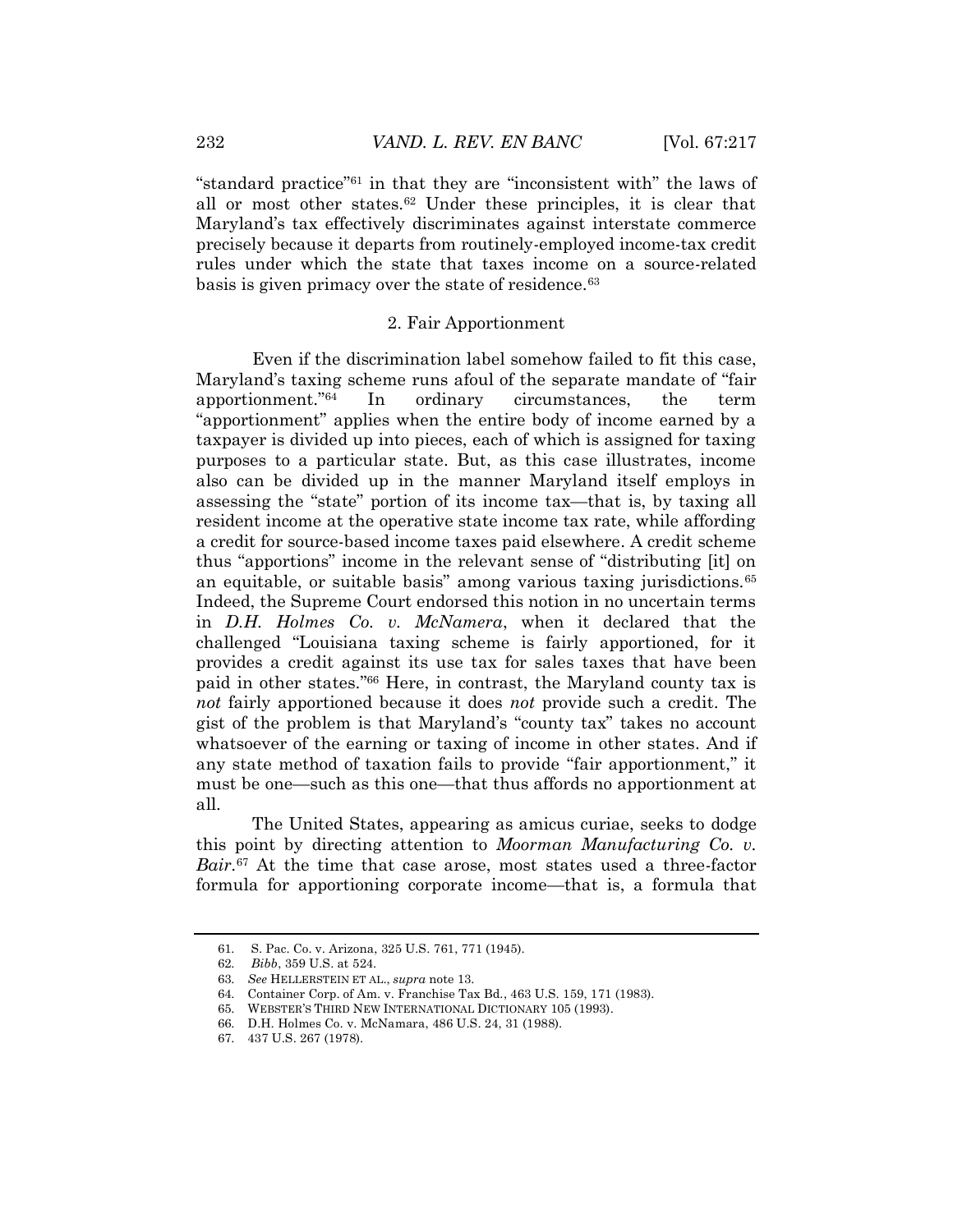"standard practice"[61] in that they are "inconsistent with" the laws of all or most other states.[62] Under these principles, it is clear that Maryland's tax effectively discriminates against interstate commerce precisely because it departs from routinely-employed income-tax credit rules under which the state that taxes income on a source-related basis is given primacy over the state of residence.[63]

#### 2. Fair Apportionment

Even if the discrimination label somehow failed to fit this case, Maryland's taxing scheme runs afoul of the separate mandate of "fair apportionment."[64] In ordinary circumstances, the term "apportionment" applies when the entire body of income earned by a taxpayer is divided up into pieces, each of which is assigned for taxing purposes to a particular state. But, as this case illustrates, income also can be divided up in the manner Maryland itself employs in assessing the "state" portion of its income tax—that is, by taxing all resident income at the operative state income tax rate, while affording a credit for source-based income taxes paid elsewhere. A credit scheme thus "apportions" income in the relevant sense of "distributing [it] on an equitable, or suitable basis" among various taxing jurisdictions.[65] Indeed, the Supreme Court endorsed this notion in no uncertain terms in *D.H. Holmes Co. v. McNamera*, when it declared that the challenged "Louisiana taxing scheme is fairly apportioned, for it provides a credit against its use tax for sales taxes that have been paid in other states."[66] Here, in contrast, the Maryland county tax is *not* fairly apportioned because it does *not* provide such a credit. The gist of the problem is that Maryland's "county tax" takes no account whatsoever of the earning or taxing of income in other states. And if any state method of taxation fails to provide "fair apportionment," it must be one—such as this one—that thus affords no apportionment at all.

The United States, appearing as amicus curiae, seeks to dodge this point by directing attention to *Moorman Manufacturing Co. v. Bair*.[67] At the time that case arose, most states used a three-factor formula for apportioning corporate income—that is, a formula that

---

61. S. Pac. Co. v. Arizona, 325 U.S. 761, 771 (1945).
62. *Bibb*, 359 U.S. at 524.
63. *See* HELLERSTEIN ET AL., *supra* note 13.
64. Container Corp. of Am. v. Franchise Tax Bd., 463 U.S. 159, 171 (1983).
65. WEBSTER'S THIRD NEW INTERNATIONAL DICTIONARY 105 (1993).
66. D.H. Holmes Co. v. McNamara, 486 U.S. 24, 31 (1988).
67. 437 U.S. 267 (1978).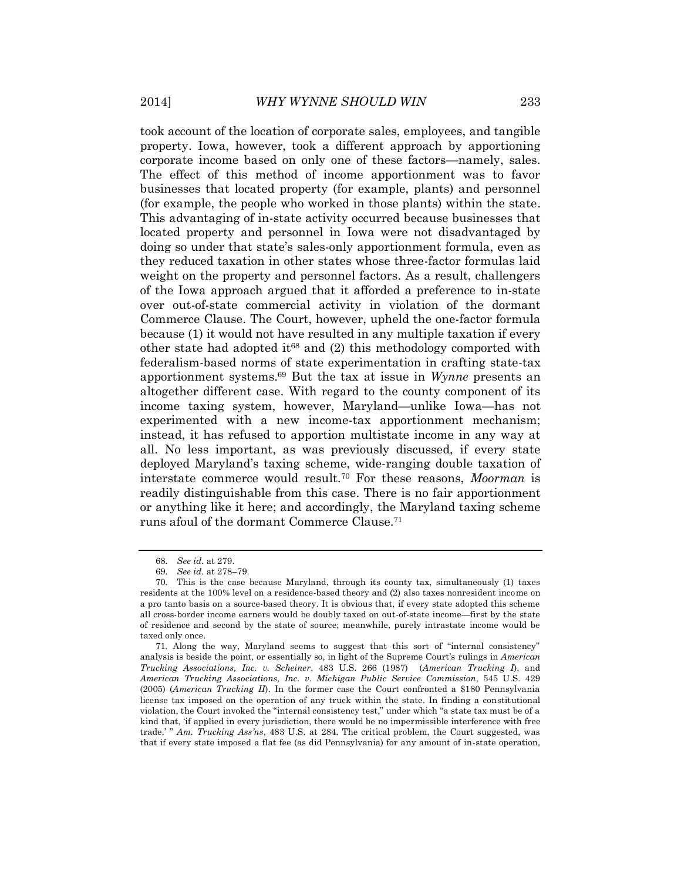took account of the location of corporate sales, employees, and tangible property. Iowa, however, took a different approach by apportioning corporate income based on only one of these factors—namely, sales. The effect of this method of income apportionment was to favor businesses that located property (for example, plants) and personnel (for example, the people who worked in those plants) within the state. This advantaging of in-state activity occurred because businesses that located property and personnel in Iowa were not disadvantaged by doing so under that state's sales-only apportionment formula, even as they reduced taxation in other states whose three-factor formulas laid weight on the property and personnel factors. As a result, challengers of the Iowa approach argued that it afforded a preference to in-state over out-of-state commercial activity in violation of the dormant Commerce Clause. The Court, however, upheld the one-factor formula because (1) it would not have resulted in any multiple taxation if every other state had adopted it[68] and (2) this methodology comported with federalism-based norms of state experimentation in crafting state-tax apportionment systems.[69] But the tax at issue in *Wynne* presents an altogether different case. With regard to the county component of its income taxing system, however, Maryland—unlike Iowa—has not experimented with a new income-tax apportionment mechanism; instead, it has refused to apportion multistate income in any way at all. No less important, as was previously discussed, if every state deployed Maryland's taxing scheme, wide-ranging double taxation of interstate commerce would result.[70] For these reasons, *Moorman* is readily distinguishable from this case. There is no fair apportionment or anything like it here; and accordingly, the Maryland taxing scheme runs afoul of the dormant Commerce Clause.[71]

---

68. *See id.* at 279.

69. *See id.* at 278–79.

70. This is the case because Maryland, through its county tax, simultaneously (1) taxes residents at the 100% level on a residence-based theory and (2) also taxes nonresident income on a pro tanto basis on a source-based theory. It is obvious that, if every state adopted this scheme all cross-border income earners would be doubly taxed on out-of-state income—first by the state of residence and second by the state of source; meanwhile, purely intrastate income would be taxed only once.

71. Along the way, Maryland seems to suggest that this sort of "internal consistency" analysis is beside the point, or essentially so, in light of the Supreme Court's rulings in *American Trucking Associations, Inc. v. Scheiner*, 483 U.S. 266 (1987) (*American Trucking I*), and *American Trucking Associations, Inc. v. Michigan Public Service Commission*, 545 U.S. 429 (2005) (*American Trucking II*). In the former case the Court confronted a $180 Pennsylvania license tax imposed on the operation of any truck within the state. In finding a constitutional violation, the Court invoked the "internal consistency test," under which "a state tax must be of a kind that, 'if applied in every jurisdiction, there would be no impermissible interference with free trade.' " *Am. Trucking Ass'ns*, 483 U.S. at 284. The critical problem, the Court suggested, was that if every state imposed a flat fee (as did Pennsylvania) for any amount of in-state operation,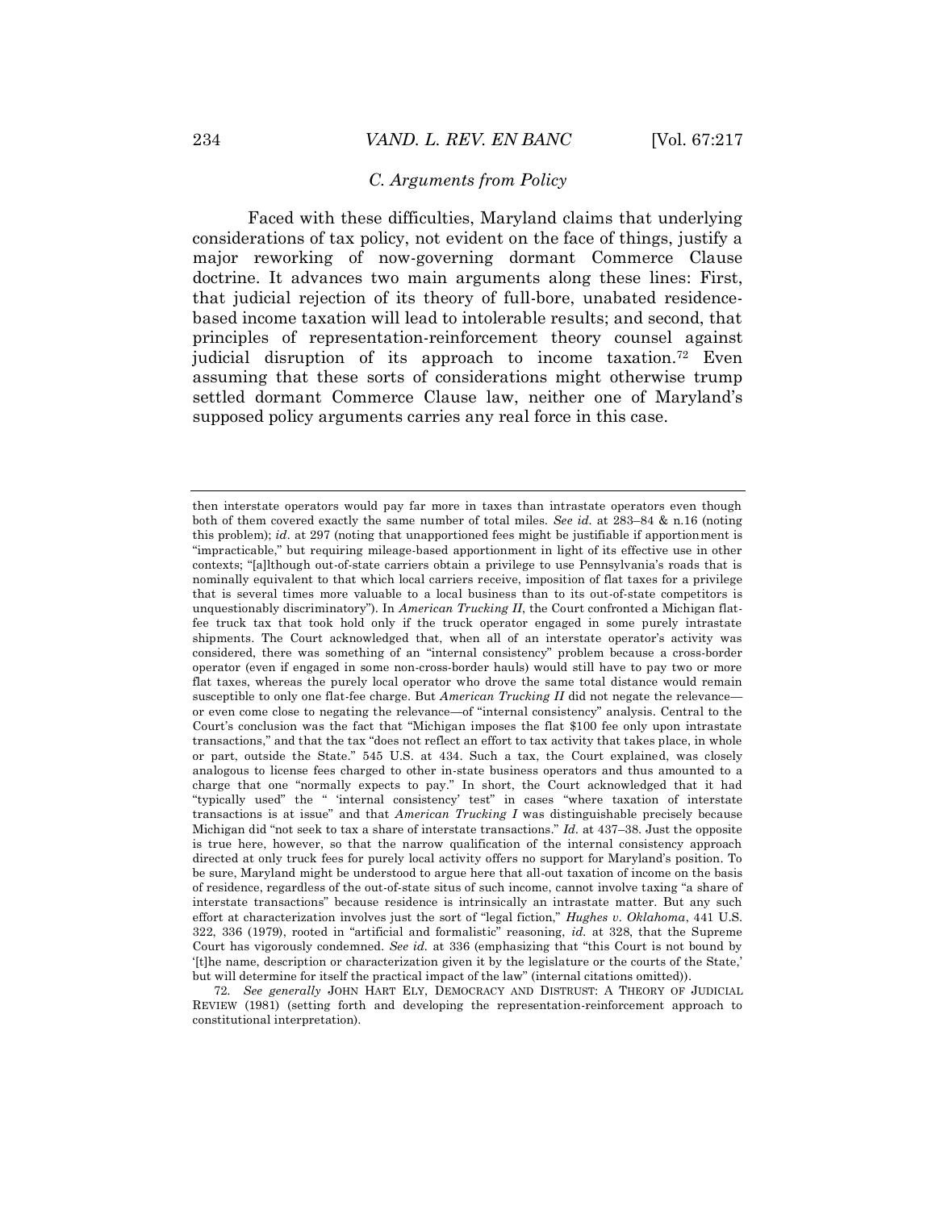### *C. Arguments from Policy*

Faced with these difficulties, Maryland claims that underlying considerations of tax policy, not evident on the face of things, justify a major reworking of now-governing dormant Commerce Clause doctrine. It advances two main arguments along these lines: First, that judicial rejection of its theory of full-bore, unabated residence-based income taxation will lead to intolerable results; and second, that principles of representation-reinforcement theory counsel against judicial disruption of its approach to income taxation.[72] Even assuming that these sorts of considerations might otherwise trump settled dormant Commerce Clause law, neither one of Maryland's supposed policy arguments carries any real force in this case.

---

then interstate operators would pay far more in taxes than intrastate operators even though both of them covered exactly the same number of total miles. *See id.* at 283–84 & n.16 (noting this problem); *id.* at 297 (noting that unapportioned fees might be justifiable if apportionment is "impracticable," but requiring mileage-based apportionment in light of its effective use in other contexts; "[a]lthough out-of-state carriers obtain a privilege to use Pennsylvania's roads that is nominally equivalent to that which local carriers receive, imposition of flat taxes for a privilege that is several times more valuable to a local business than to its out-of-state competitors is unquestionably discriminatory"). In *American Trucking II*, the Court confronted a Michigan flat-fee truck tax that took hold only if the truck operator engaged in some purely intrastate shipments. The Court acknowledged that, when all of an interstate operator's activity was considered, there was something of an "internal consistency" problem because a cross-border operator (even if engaged in some non-cross-border hauls) would still have to pay two or more flat taxes, whereas the purely local operator who drove the same total distance would remain susceptible to only one flat-fee charge. But *American Trucking II* did not negate the relevance—or even come close to negating the relevance—of "internal consistency" analysis. Central to the Court's conclusion was the fact that "Michigan imposes the flat $100 fee only upon intrastate transactions," and that the tax "does not reflect an effort to tax activity that takes place, in whole or part, outside the State." 545 U.S. at 434. Such a tax, the Court explained, was closely analogous to license fees charged to other in-state business operators and thus amounted to a charge that one "normally expects to pay." In short, the Court acknowledged that it had "typically used" the " 'internal consistency' test" in cases "where taxation of interstate transactions is at issue" and that *American Trucking I* was distinguishable precisely because Michigan did "not seek to tax a share of interstate transactions." *Id.* at 437–38. Just the opposite is true here, however, so that the narrow qualification of the internal consistency approach directed at only truck fees for purely local activity offers no support for Maryland's position. To be sure, Maryland might be understood to argue here that all-out taxation of income on the basis of residence, regardless of the out-of-state situs of such income, cannot involve taxing "a share of interstate transactions" because residence is intrinsically an intrastate matter. But any such effort at characterization involves just the sort of "legal fiction," *Hughes v. Oklahoma*, 441 U.S. 322, 336 (1979), rooted in "artificial and formalistic" reasoning, *id.* at 328, that the Supreme Court has vigorously condemned. *See id.* at 336 (emphasizing that "this Court is not bound by '[t]he name, description or characterization given it by the legislature or the courts of the State,' but will determine for itself the practical impact of the law" (internal citations omitted)).

72. *See generally* JOHN HART ELY, DEMOCRACY AND DISTRUST: A THEORY OF JUDICIAL REVIEW (1981) (setting forth and developing the representation-reinforcement approach to constitutional interpretation).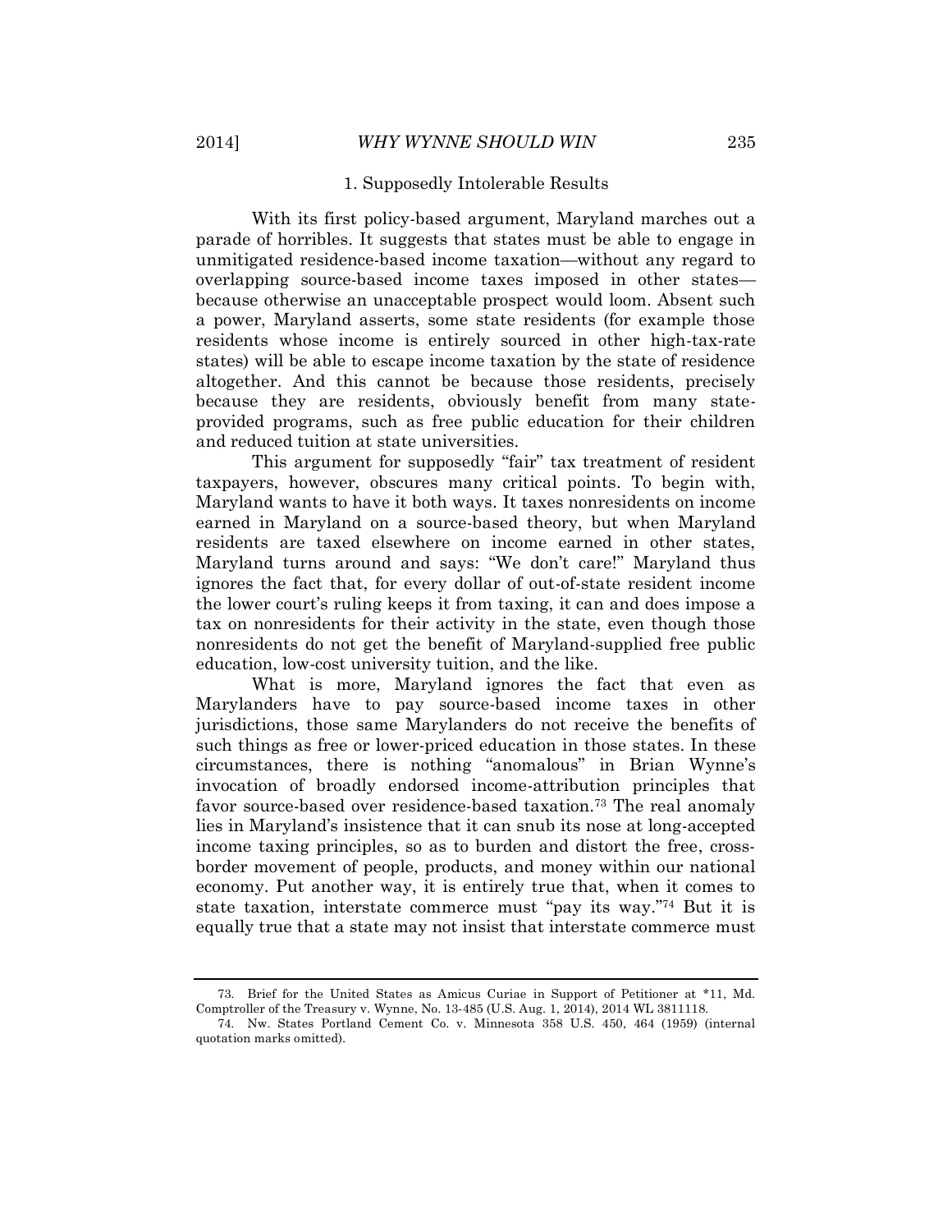### 1. Supposedly Intolerable Results

With its first policy-based argument, Maryland marches out a parade of horribles. It suggests that states must be able to engage in unmitigated residence-based income taxation—without any regard to overlapping source-based income taxes imposed in other states—because otherwise an unacceptable prospect would loom. Absent such a power, Maryland asserts, some state residents (for example those residents whose income is entirely sourced in other high-tax-rate states) will be able to escape income taxation by the state of residence altogether. And this cannot be because those residents, precisely because they are residents, obviously benefit from many state-provided programs, such as free public education for their children and reduced tuition at state universities.

This argument for supposedly "fair" tax treatment of resident taxpayers, however, obscures many critical points. To begin with, Maryland wants to have it both ways. It taxes nonresidents on income earned in Maryland on a source-based theory, but when Maryland residents are taxed elsewhere on income earned in other states, Maryland turns around and says: "We don't care!" Maryland thus ignores the fact that, for every dollar of out-of-state resident income the lower court's ruling keeps it from taxing, it can and does impose a tax on nonresidents for their activity in the state, even though those nonresidents do not get the benefit of Maryland-supplied free public education, low-cost university tuition, and the like.

What is more, Maryland ignores the fact that even as Marylanders have to pay source-based income taxes in other jurisdictions, those same Marylanders do not receive the benefits of such things as free or lower-priced education in those states. In these circumstances, there is nothing "anomalous" in Brian Wynne's invocation of broadly endorsed income-attribution principles that favor source-based over residence-based taxation.[73] The real anomaly lies in Maryland's insistence that it can snub its nose at long-accepted income taxing principles, so as to burden and distort the free, cross-border movement of people, products, and money within our national economy. Put another way, it is entirely true that, when it comes to state taxation, interstate commerce must "pay its way."[74] But it is equally true that a state may not insist that interstate commerce must

---

73. Brief for the United States as Amicus Curiae in Support of Petitioner at *11, Md. Comptroller of the Treasury v. Wynne, No. 13-485 (U.S. Aug. 1, 2014), 2014 WL 3811118.

74. Nw. States Portland Cement Co. v. Minnesota 358 U.S. 450, 464 (1959) (internal quotation marks omitted).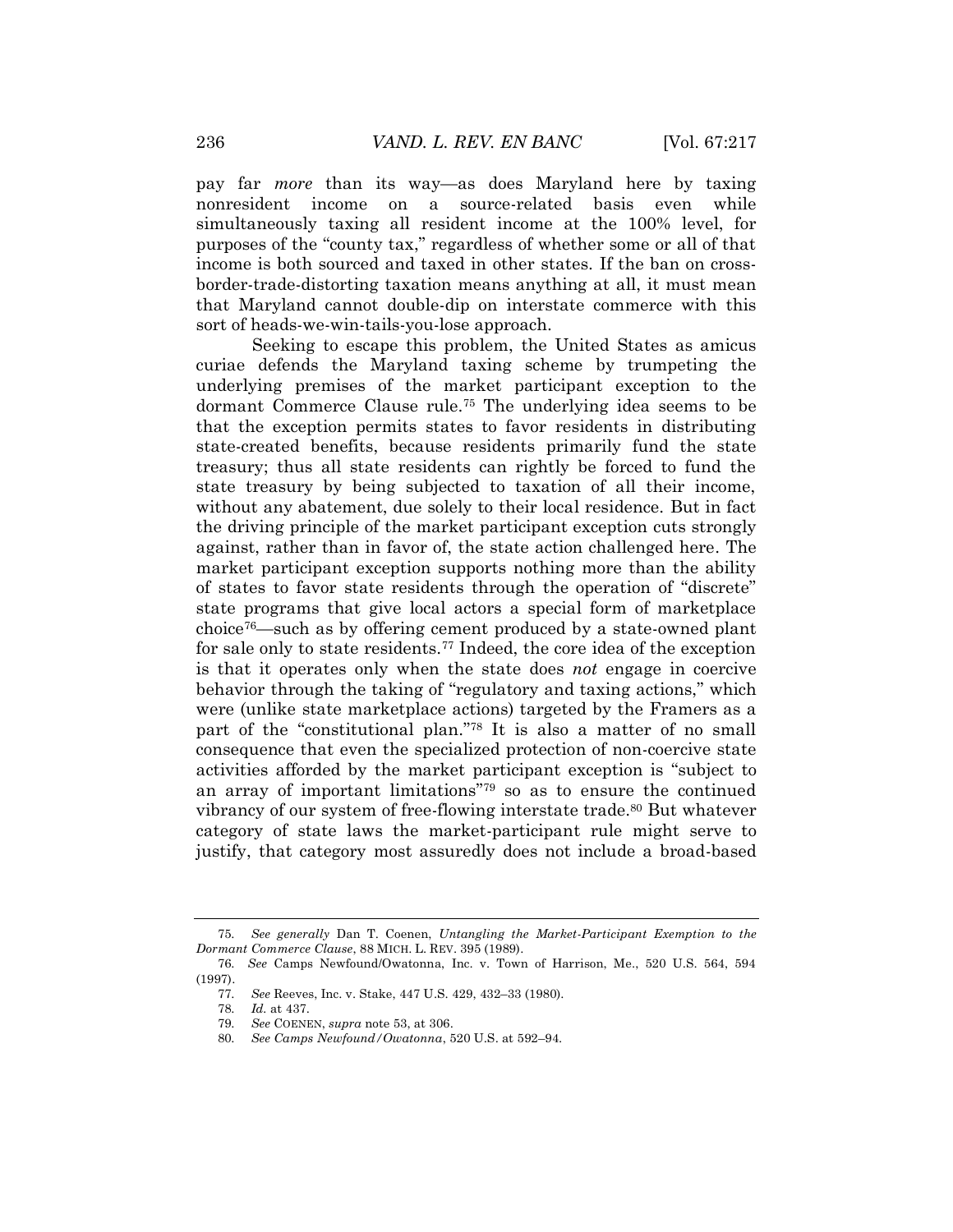pay far *more* than its way—as does Maryland here by taxing nonresident income on a source-related basis even while simultaneously taxing all resident income at the 100% level, for purposes of the "county tax," regardless of whether some or all of that income is both sourced and taxed in other states. If the ban on cross-border-trade-distorting taxation means anything at all, it must mean that Maryland cannot double-dip on interstate commerce with this sort of heads-we-win-tails-you-lose approach.

Seeking to escape this problem, the United States as amicus curiae defends the Maryland taxing scheme by trumpeting the underlying premises of the market participant exception to the dormant Commerce Clause rule.[75] The underlying idea seems to be that the exception permits states to favor residents in distributing state-created benefits, because residents primarily fund the state treasury; thus all state residents can rightly be forced to fund the state treasury by being subjected to taxation of all their income, without any abatement, due solely to their local residence. But in fact the driving principle of the market participant exception cuts strongly against, rather than in favor of, the state action challenged here. The market participant exception supports nothing more than the ability of states to favor state residents through the operation of "discrete" state programs that give local actors a special form of marketplace choice[76]—such as by offering cement produced by a state-owned plant for sale only to state residents.[77] Indeed, the core idea of the exception is that it operates only when the state does *not* engage in coercive behavior through the taking of "regulatory and taxing actions," which were (unlike state marketplace actions) targeted by the Framers as a part of the "constitutional plan."[78] It is also a matter of no small consequence that even the specialized protection of non-coercive state activities afforded by the market participant exception is "subject to an array of important limitations"[79] so as to ensure the continued vibrancy of our system of free-flowing interstate trade.[80] But whatever category of state laws the market-participant rule might serve to justify, that category most assuredly does not include a broad-based

---

75. *See generally* Dan T. Coenen, *Untangling the Market-Participant Exemption to the Dormant Commerce Clause*, 88 MICH. L. REV. 395 (1989).

76. *See* Camps Newfound/Owatonna, Inc. v. Town of Harrison, Me., 520 U.S. 564, 594 (1997).

77. *See* Reeves, Inc. v. Stake, 447 U.S. 429, 432–33 (1980).

78. *Id.* at 437.

79. *See* COENEN, *supra* note 53, at 306.

80. *See Camps Newfound/Owatonna*, 520 U.S. at 592–94.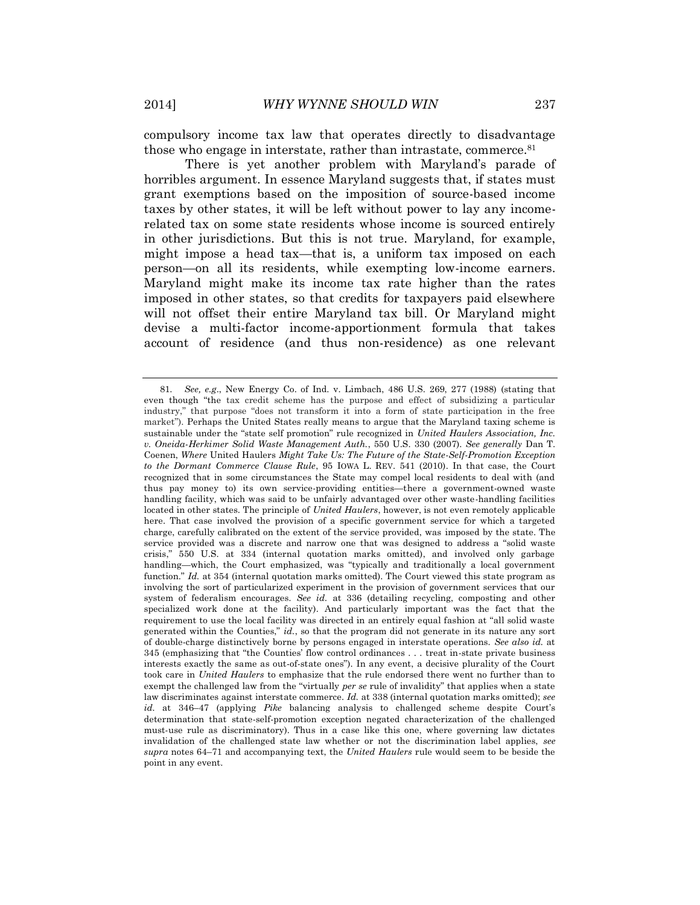compulsory income tax law that operates directly to disadvantage those who engage in interstate, rather than intrastate, commerce.[81]

There is yet another problem with Maryland's parade of horribles argument. In essence Maryland suggests that, if states must grant exemptions based on the imposition of source-based income taxes by other states, it will be left without power to lay any income-related tax on some state residents whose income is sourced entirely in other jurisdictions. But this is not true. Maryland, for example, might impose a head tax—that is, a uniform tax imposed on each person—on all its residents, while exempting low-income earners. Maryland might make its income tax rate higher than the rates imposed in other states, so that credits for taxpayers paid elsewhere will not offset their entire Maryland tax bill. Or Maryland might devise a multi-factor income-apportionment formula that takes account of residence (and thus non-residence) as one relevant

---

81. *See, e.g.*, New Energy Co. of Ind. v. Limbach, 486 U.S. 269, 277 (1988) (stating that even though "the tax credit scheme has the purpose and effect of subsidizing a particular industry," that purpose "does not transform it into a form of state participation in the free market"). Perhaps the United States really means to argue that the Maryland taxing scheme is sustainable under the "state self promotion" rule recognized in *United Haulers Association, Inc. v. Oneida-Herkimer Solid Waste Management Auth.*, 550 U.S. 330 (2007). *See generally* Dan T. Coenen, *Where* United Haulers *Might Take Us: The Future of the State-Self-Promotion Exception to the Dormant Commerce Clause Rule*, 95 IOWA L. REV. 541 (2010). In that case, the Court recognized that in some circumstances the State may compel local residents to deal with (and thus pay money to) its own service-providing entities—there a government-owned waste handling facility, which was said to be unfairly advantaged over other waste-handling facilities located in other states. The principle of *United Haulers*, however, is not even remotely applicable here. That case involved the provision of a specific government service for which a targeted charge, carefully calibrated on the extent of the service provided, was imposed by the state. The service provided was a discrete and narrow one that was designed to address a "solid waste crisis," 550 U.S. at 334 (internal quotation marks omitted), and involved only garbage handling—which, the Court emphasized, was "typically and traditionally a local government function." *Id.* at 354 (internal quotation marks omitted). The Court viewed this state program as involving the sort of particularized experiment in the provision of government services that our system of federalism encourages. *See id.* at 336 (detailing recycling, composting and other specialized work done at the facility). And particularly important was the fact that the requirement to use the local facility was directed in an entirely equal fashion at "all solid waste generated within the Counties," *id.*, so that the program did not generate in its nature any sort of double-charge distinctively borne by persons engaged in interstate operations. *See also id.* at 345 (emphasizing that "the Counties' flow control ordinances . . . treat in-state private business interests exactly the same as out-of-state ones"). In any event, a decisive plurality of the Court took care in *United Haulers* to emphasize that the rule endorsed there went no further than to exempt the challenged law from the "virtually *per se* rule of invalidity" that applies when a state law discriminates against interstate commerce. *Id.* at 338 (internal quotation marks omitted); *see id.* at 346–47 (applying *Pike* balancing analysis to challenged scheme despite Court's determination that state-self-promotion exception negated characterization of the challenged must-use rule as discriminatory). Thus in a case like this one, where governing law dictates invalidation of the challenged state law whether or not the discrimination label applies, *see supra* notes 64–71 and accompanying text, the *United Haulers* rule would seem to be beside the point in any event.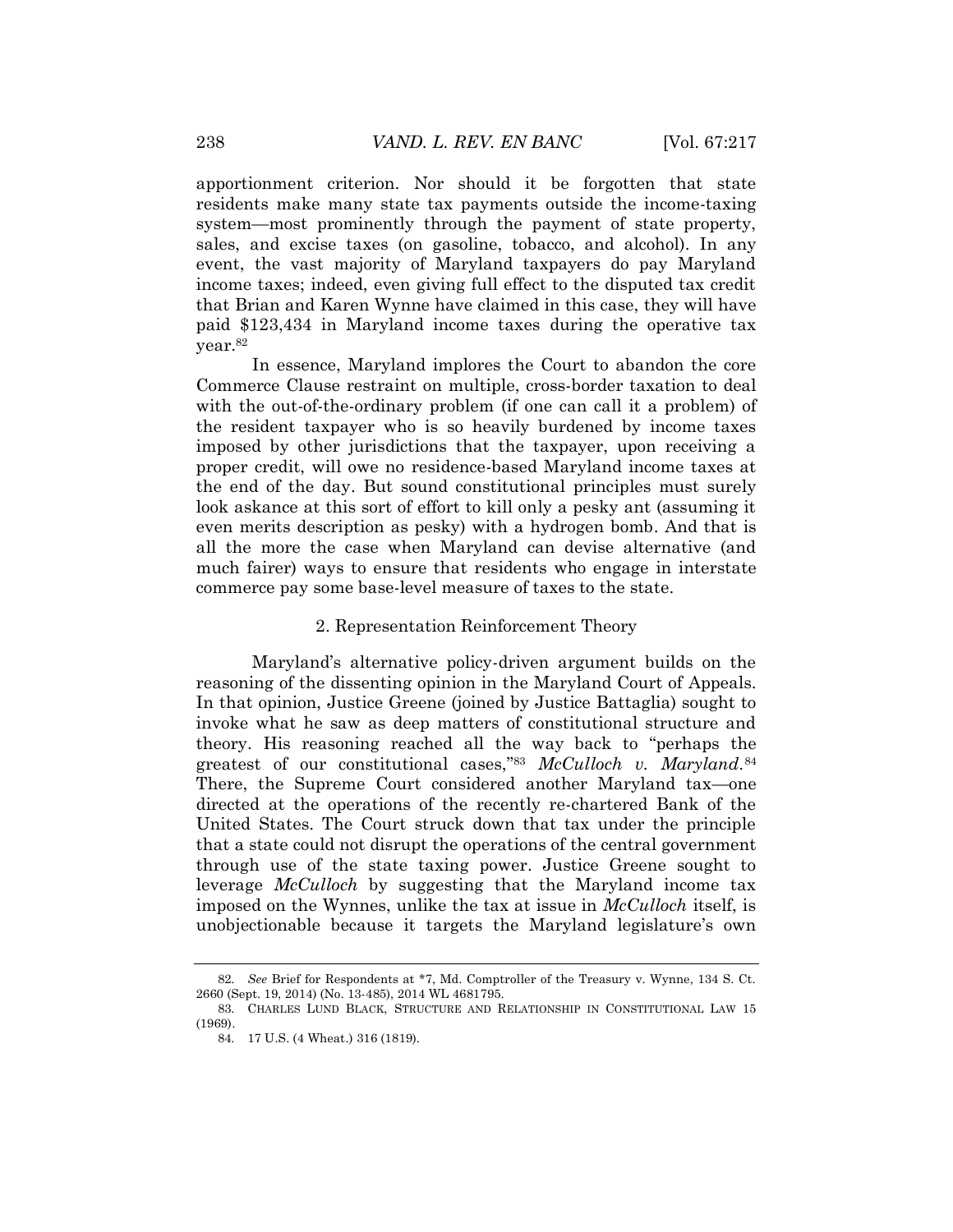apportionment criterion. Nor should it be forgotten that state residents make many state tax payments outside the income-taxing system—most prominently through the payment of state property, sales, and excise taxes (on gasoline, tobacco, and alcohol). In any event, the vast majority of Maryland taxpayers do pay Maryland income taxes; indeed, even giving full effect to the disputed tax credit that Brian and Karen Wynne have claimed in this case, they will have paid $123,434 in Maryland income taxes during the operative tax year.[82]

In essence, Maryland implores the Court to abandon the core Commerce Clause restraint on multiple, cross-border taxation to deal with the out-of-the-ordinary problem (if one can call it a problem) of the resident taxpayer who is so heavily burdened by income taxes imposed by other jurisdictions that the taxpayer, upon receiving a proper credit, will owe no residence-based Maryland income taxes at the end of the day. But sound constitutional principles must surely look askance at this sort of effort to kill only a pesky ant (assuming it even merits description as pesky) with a hydrogen bomb. And that is all the more the case when Maryland can devise alternative (and much fairer) ways to ensure that residents who engage in interstate commerce pay some base-level measure of taxes to the state.

### 2. Representation Reinforcement Theory

Maryland's alternative policy-driven argument builds on the reasoning of the dissenting opinion in the Maryland Court of Appeals. In that opinion, Justice Greene (joined by Justice Battaglia) sought to invoke what he saw as deep matters of constitutional structure and theory. His reasoning reached all the way back to "perhaps the greatest of our constitutional cases,"[83] *McCulloch v. Maryland*.[84] There, the Supreme Court considered another Maryland tax—one directed at the operations of the recently re-chartered Bank of the United States. The Court struck down that tax under the principle that a state could not disrupt the operations of the central government through use of the state taxing power. Justice Greene sought to leverage *McCulloch* by suggesting that the Maryland income tax imposed on the Wynnes, unlike the tax at issue in *McCulloch* itself, is unobjectionable because it targets the Maryland legislature's own

---

82. *See* Brief for Respondents at *7, Md. Comptroller of the Treasury v. Wynne, 134 S. Ct. 2660 (Sept. 19, 2014) (No. 13-485), 2014 WL 4681795.

83. CHARLES LUND BLACK, STRUCTURE AND RELATIONSHIP IN CONSTITUTIONAL LAW 15 (1969).

84. 17 U.S. (4 Wheat.) 316 (1819).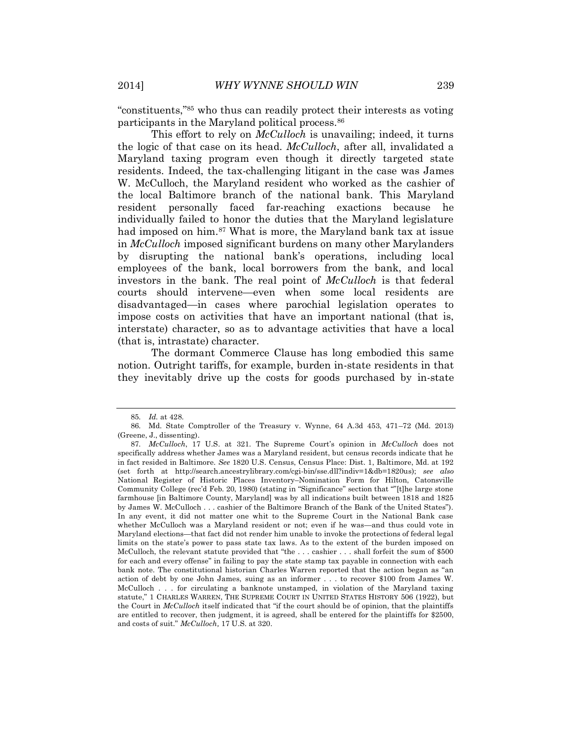"constituents,"[85] who thus can readily protect their interests as voting participants in the Maryland political process.[86]

This effort to rely on *McCulloch* is unavailing; indeed, it turns the logic of that case on its head. *McCulloch*, after all, invalidated a Maryland taxing program even though it directly targeted state residents. Indeed, the tax-challenging litigant in the case was James W. McCulloch, the Maryland resident who worked as the cashier of the local Baltimore branch of the national bank. This Maryland resident personally faced far-reaching exactions because he individually failed to honor the duties that the Maryland legislature had imposed on him.[87] What is more, the Maryland bank tax at issue in *McCulloch* imposed significant burdens on many other Marylanders by disrupting the national bank's operations, including local employees of the bank, local borrowers from the bank, and local investors in the bank. The real point of *McCulloch* is that federal courts should intervene—even when some local residents are disadvantaged—in cases where parochial legislation operates to impose costs on activities that have an important national (that is, interstate) character, so as to advantage activities that have a local (that is, intrastate) character.

The dormant Commerce Clause has long embodied this same notion. Outright tariffs, for example, burden in-state residents in that they inevitably drive up the costs for goods purchased by in-state

---

85. *Id.* at 428.

86. Md. State Comptroller of the Treasury v. Wynne, 64 A.3d 453, 471–72 (Md. 2013) (Greene, J., dissenting).

87. *McCulloch*, 17 U.S. at 321. The Supreme Court's opinion in *McCulloch* does not specifically address whether James was a Maryland resident, but census records indicate that he in fact resided in Baltimore. *See* 1820 U.S. Census, Census Place: Dist. 1, Baltimore, Md. at 192 (set forth at http://search.ancestrylibrary.com/cgi-bin/sse.dll?indiv=1&db=1820us); *see also* National Register of Historic Places Inventory–Nomination Form for Hilton, Catonsville Community College (rec'd Feb. 20, 1980) (stating in "Significance" section that ""[t]he large stone farmhouse [in Baltimore County, Maryland] was by all indications built between 1818 and 1825 by James W. McCulloch . . . cashier of the Baltimore Branch of the Bank of the United States"). In any event, it did not matter one whit to the Supreme Court in the National Bank case whether McCulloch was a Maryland resident or not; even if he was—and thus could vote in Maryland elections—that fact did not render him unable to invoke the protections of federal legal limits on the state's power to pass state tax laws. As to the extent of the burden imposed on McCulloch, the relevant statute provided that "the . . . cashier . . . shall forfeit the sum of $500 for each and every offense" in failing to pay the state stamp tax payable in connection with each bank note. The constitutional historian Charles Warren reported that the action began as "an action of debt by one John James, suing as an informer . . . to recover $100 from James W. McCulloch . . . for circulating a banknote unstamped, in violation of the Maryland taxing statute," 1 CHARLES WARREN, THE SUPREME COURT IN UNITED STATES HISTORY 506 (1922), but the Court in *McCulloch* itself indicated that "if the court should be of opinion, that the plaintiffs are entitled to recover, then judgment, it is agreed, shall be entered for the plaintiffs for $2500, and costs of suit." *McCulloch,* 17 U.S. at 320.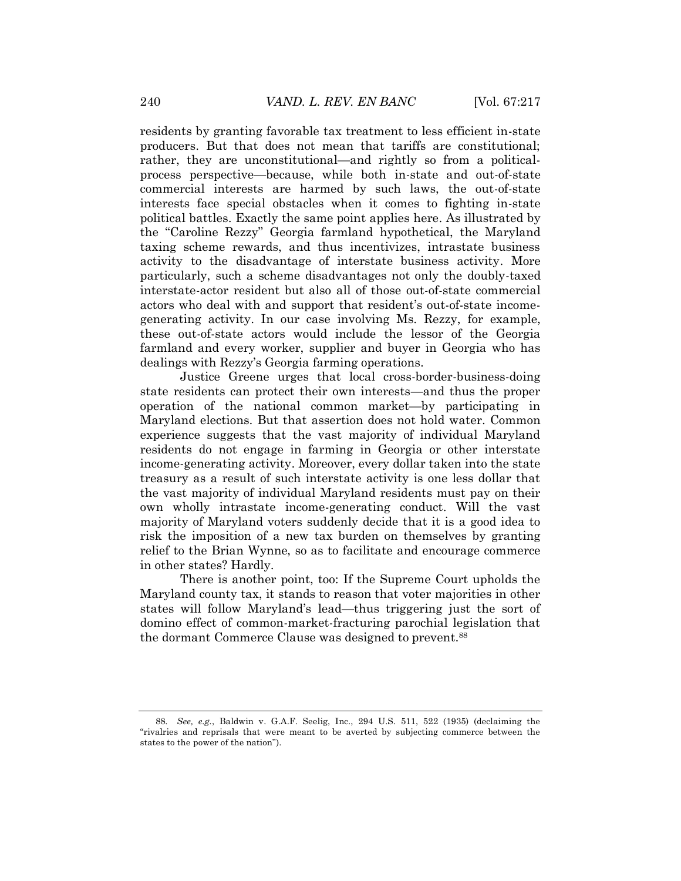residents by granting favorable tax treatment to less efficient in-state producers. But that does not mean that tariffs are constitutional; rather, they are unconstitutional—and rightly so from a political-process perspective—because, while both in-state and out-of-state commercial interests are harmed by such laws, the out-of-state interests face special obstacles when it comes to fighting in-state political battles. Exactly the same point applies here. As illustrated by the "Caroline Rezzy" Georgia farmland hypothetical, the Maryland taxing scheme rewards, and thus incentivizes, intrastate business activity to the disadvantage of interstate business activity. More particularly, such a scheme disadvantages not only the doubly-taxed interstate-actor resident but also all of those out-of-state commercial actors who deal with and support that resident's out-of-state income-generating activity. In our case involving Ms. Rezzy, for example, these out-of-state actors would include the lessor of the Georgia farmland and every worker, supplier and buyer in Georgia who has dealings with Rezzy's Georgia farming operations.

Justice Greene urges that local cross-border-business-doing state residents can protect their own interests—and thus the proper operation of the national common market—by participating in Maryland elections. But that assertion does not hold water. Common experience suggests that the vast majority of individual Maryland residents do not engage in farming in Georgia or other interstate income-generating activity. Moreover, every dollar taken into the state treasury as a result of such interstate activity is one less dollar that the vast majority of individual Maryland residents must pay on their own wholly intrastate income-generating conduct. Will the vast majority of Maryland voters suddenly decide that it is a good idea to risk the imposition of a new tax burden on themselves by granting relief to the Brian Wynne, so as to facilitate and encourage commerce in other states? Hardly.

There is another point, too: If the Supreme Court upholds the Maryland county tax, it stands to reason that voter majorities in other states will follow Maryland's lead—thus triggering just the sort of domino effect of common-market-fracturing parochial legislation that the dormant Commerce Clause was designed to prevent.[88]

---

88. *See, e.g.*, Baldwin v. G.A.F. Seelig, Inc., 294 U.S. 511, 522 (1935) (declaiming the "rivalries and reprisals that were meant to be averted by subjecting commerce between the states to the power of the nation").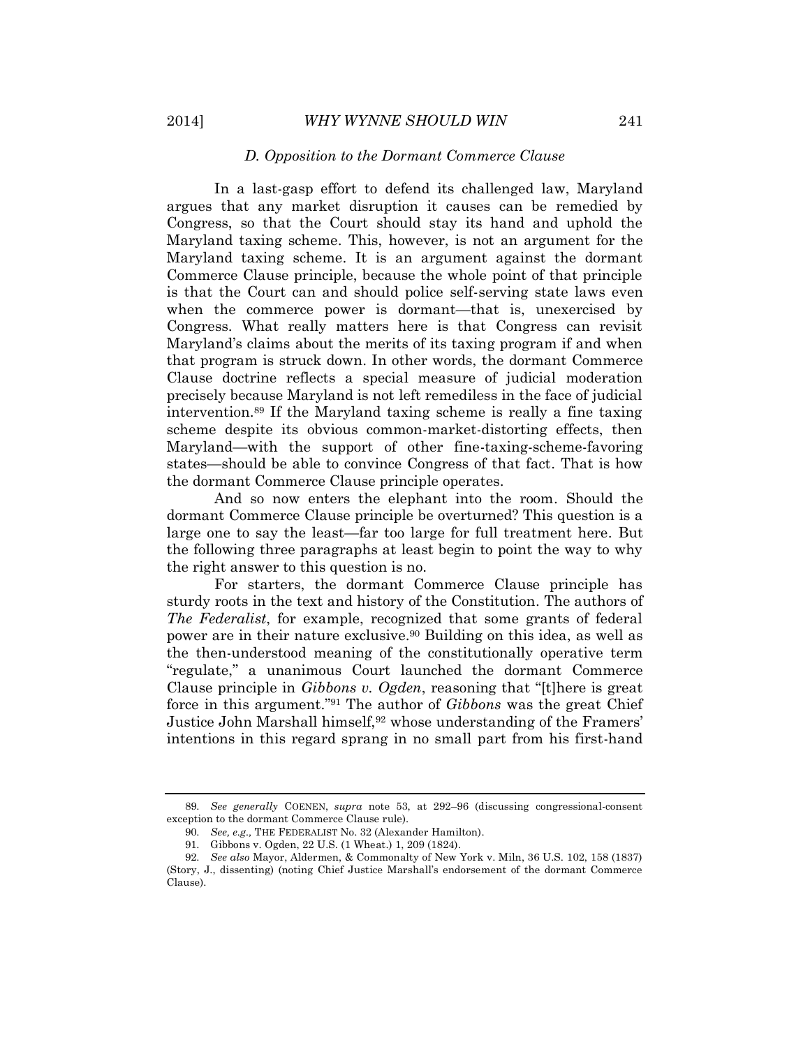### *D. Opposition to the Dormant Commerce Clause*

In a last-gasp effort to defend its challenged law, Maryland argues that any market disruption it causes can be remedied by Congress, so that the Court should stay its hand and uphold the Maryland taxing scheme. This, however, is not an argument for the Maryland taxing scheme. It is an argument against the dormant Commerce Clause principle, because the whole point of that principle is that the Court can and should police self-serving state laws even when the commerce power is dormant—that is, unexercised by Congress. What really matters here is that Congress can revisit Maryland's claims about the merits of its taxing program if and when that program is struck down. In other words, the dormant Commerce Clause doctrine reflects a special measure of judicial moderation precisely because Maryland is not left remediless in the face of judicial intervention.[89] If the Maryland taxing scheme is really a fine taxing scheme despite its obvious common-market-distorting effects, then Maryland—with the support of other fine-taxing-scheme-favoring states—should be able to convince Congress of that fact. That is how the dormant Commerce Clause principle operates.

And so now enters the elephant into the room. Should the dormant Commerce Clause principle be overturned? This question is a large one to say the least—far too large for full treatment here. But the following three paragraphs at least begin to point the way to why the right answer to this question is no.

For starters, the dormant Commerce Clause principle has sturdy roots in the text and history of the Constitution. The authors of *The Federalist*, for example, recognized that some grants of federal power are in their nature exclusive.[90] Building on this idea, as well as the then-understood meaning of the constitutionally operative term "regulate," a unanimous Court launched the dormant Commerce Clause principle in *Gibbons v. Ogden*, reasoning that "[t]here is great force in this argument."[91] The author of *Gibbons* was the great Chief Justice John Marshall himself,[92] whose understanding of the Framers' intentions in this regard sprang in no small part from his first-hand

---

89. *See generally* COENEN, *supra* note 53, at 292–96 (discussing congressional-consent exception to the dormant Commerce Clause rule).

90. *See, e.g.,* THE FEDERALIST No. 32 (Alexander Hamilton).

91. Gibbons v. Ogden, 22 U.S. (1 Wheat.) 1, 209 (1824).

92. *See also* Mayor, Aldermen, & Commonalty of New York v. Miln, 36 U.S. 102, 158 (1837) (Story, J., dissenting) (noting Chief Justice Marshall's endorsement of the dormant Commerce Clause).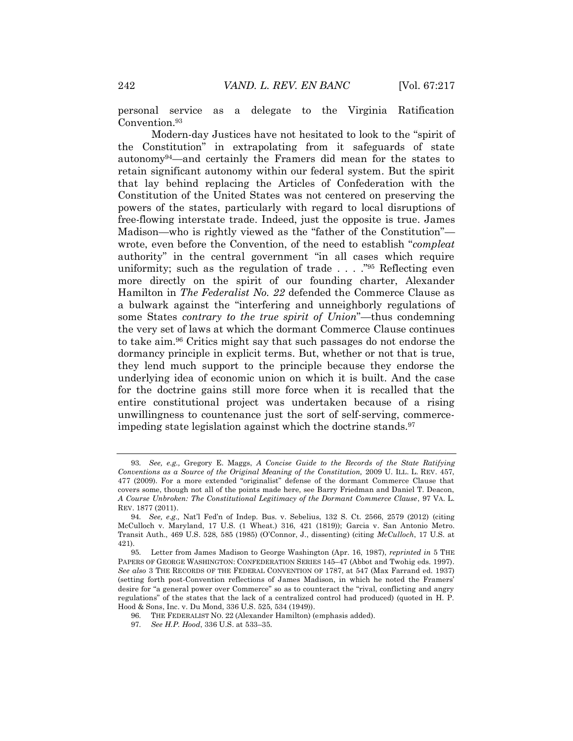personal service as a delegate to the Virginia Ratification Convention.[93]

Modern-day Justices have not hesitated to look to the "spirit of the Constitution" in extrapolating from it safeguards of state autonomy[94]—and certainly the Framers did mean for the states to retain significant autonomy within our federal system. But the spirit that lay behind replacing the Articles of Confederation with the Constitution of the United States was not centered on preserving the powers of the states, particularly with regard to local disruptions of free-flowing interstate trade. Indeed, just the opposite is true. James Madison—who is rightly viewed as the "father of the Constitution"—wrote, even before the Convention, of the need to establish "*compleat* authority" in the central government "in all cases which require uniformity; such as the regulation of trade . . . ."[95] Reflecting even more directly on the spirit of our founding charter, Alexander Hamilton in *The Federalist No. 22* defended the Commerce Clause as a bulwark against the "interfering and unneighborly regulations of some States *contrary to the true spirit of Union*"—thus condemning the very set of laws at which the dormant Commerce Clause continues to take aim.[96] Critics might say that such passages do not endorse the dormancy principle in explicit terms. But, whether or not that is true, they lend much support to the principle because they endorse the underlying idea of economic union on which it is built. And the case for the doctrine gains still more force when it is recalled that the entire constitutional project was undertaken because of a rising unwillingness to countenance just the sort of self-serving, commerce-impeding state legislation against which the doctrine stands.[97]

---

93. *See, e.g.,* Gregory E. Maggs, *A Concise Guide to the Records of the State Ratifying Conventions as a Source of the Original Meaning of the Constitution,* 2009 U. ILL. L. REV. 457, 477 (2009). For a more extended "originalist" defense of the dormant Commerce Clause that covers some, though not all of the points made here, see Barry Friedman and Daniel T. Deacon, *A Course Unbroken: The Constitutional Legitimacy of the Dormant Commerce Clause*, 97 VA. L. REV. 1877 (2011).

94. *See, e.g.,* Nat'l Fed'n of Indep. Bus. v. Sebelius, 132 S. Ct. 2566, 2579 (2012) (citing McCulloch v. Maryland, 17 U.S. (1 Wheat.) 316, 421 (1819)); Garcia v. San Antonio Metro. Transit Auth., 469 U.S. 528, 585 (1985) (O'Connor, J., dissenting) (citing *McCulloch*, 17 U.S. at 421).

95. Letter from James Madison to George Washington (Apr. 16, 1987), *reprinted in* 5 THE PAPERS OF GEORGE WASHINGTON: CONFEDERATION SERIES 145–47 (Abbot and Twohig eds. 1997). *See also* 3 THE RECORDS OF THE FEDERAL CONVENTION OF 1787, at 547 (Max Farrand ed. 1937) (setting forth post-Convention reflections of James Madison, in which he noted the Framers' desire for "a general power over Commerce" so as to counteract the "rival, conflicting and angry regulations" of the states that the lack of a centralized control had produced) (quoted in H. P. Hood & Sons, Inc. v. Du Mond, 336 U.S. 525, 534 (1949)).

96. THE FEDERALIST NO. 22 (Alexander Hamilton) (emphasis added).

97. *See H.P. Hood*, 336 U.S. at 533–35.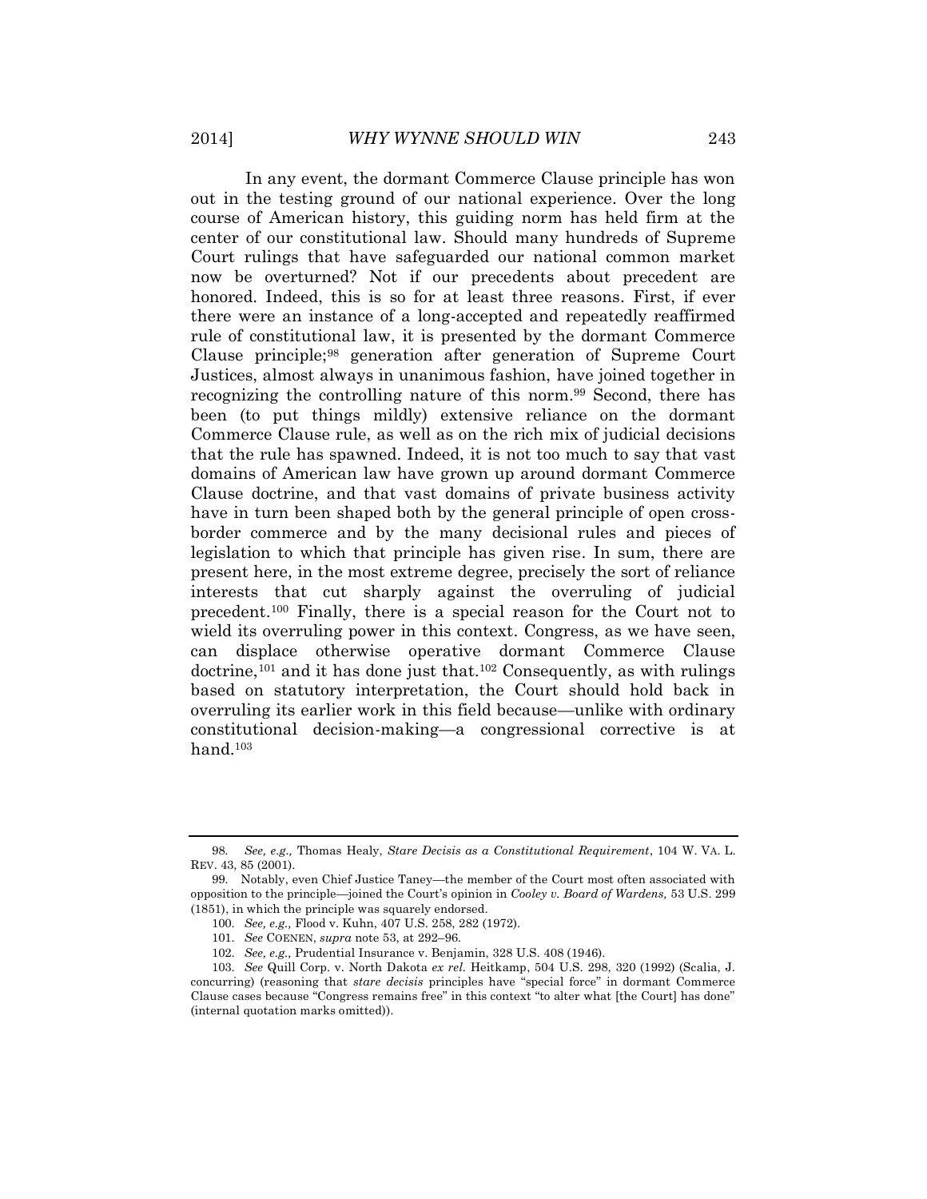In any event, the dormant Commerce Clause principle has won out in the testing ground of our national experience. Over the long course of American history, this guiding norm has held firm at the center of our constitutional law. Should many hundreds of Supreme Court rulings that have safeguarded our national common market now be overturned? Not if our precedents about precedent are honored. Indeed, this is so for at least three reasons. First, if ever there were an instance of a long-accepted and repeatedly reaffirmed rule of constitutional law, it is presented by the dormant Commerce Clause principle;[98] generation after generation of Supreme Court Justices, almost always in unanimous fashion, have joined together in recognizing the controlling nature of this norm.[99] Second, there has been (to put things mildly) extensive reliance on the dormant Commerce Clause rule, as well as on the rich mix of judicial decisions that the rule has spawned. Indeed, it is not too much to say that vast domains of American law have grown up around dormant Commerce Clause doctrine, and that vast domains of private business activity have in turn been shaped both by the general principle of open cross-border commerce and by the many decisional rules and pieces of legislation to which that principle has given rise. In sum, there are present here, in the most extreme degree, precisely the sort of reliance interests that cut sharply against the overruling of judicial precedent.[100] Finally, there is a special reason for the Court not to wield its overruling power in this context. Congress, as we have seen, can displace otherwise operative dormant Commerce Clause doctrine,[101] and it has done just that.[102] Consequently, as with rulings based on statutory interpretation, the Court should hold back in overruling its earlier work in this field because—unlike with ordinary constitutional decision-making—a congressional corrective is at hand.[103]

---

98. *See, e.g.,* Thomas Healy, *Stare Decisis as a Constitutional Requirement*, 104 W. VA. L. REV. 43, 85 (2001).

99. Notably, even Chief Justice Taney—the member of the Court most often associated with opposition to the principle—joined the Court's opinion in *Cooley v. Board of Wardens,* 53 U.S. 299 (1851), in which the principle was squarely endorsed.

100. *See, e.g.,* Flood v. Kuhn, 407 U.S. 258, 282 (1972).

101. *See* COENEN, *supra* note 53, at 292–96.

102. *See, e.g.,* Prudential Insurance v. Benjamin, 328 U.S. 408 (1946).

103. *See* Quill Corp. v. North Dakota *ex rel.* Heitkamp, 504 U.S. 298, 320 (1992) (Scalia, J. concurring) (reasoning that *stare decisis* principles have "special force" in dormant Commerce Clause cases because "Congress remains free" in this context "to alter what [the Court] has done" (internal quotation marks omitted)).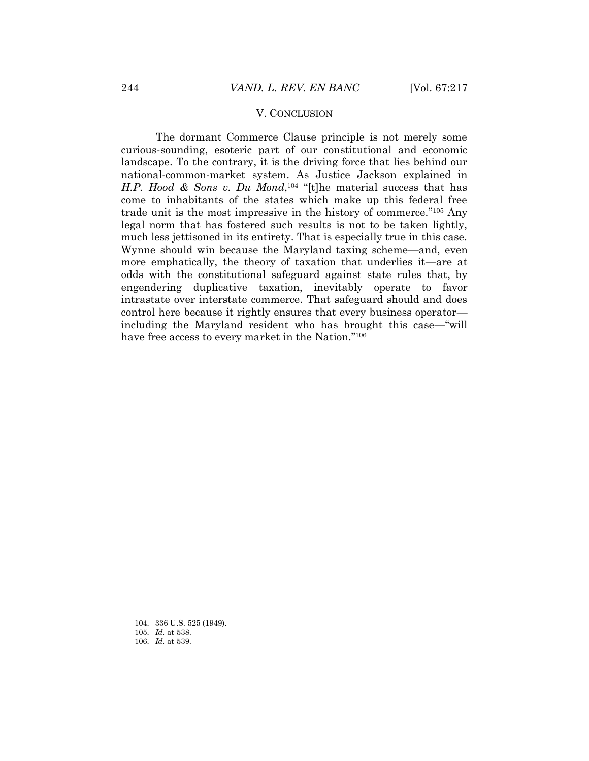## V. CONCLUSION

The dormant Commerce Clause principle is not merely some curious-sounding, esoteric part of our constitutional and economic landscape. To the contrary, it is the driving force that lies behind our national-common-market system. As Justice Jackson explained in *H.P. Hood & Sons v. Du Mond*,[104] "[t]he material success that has come to inhabitants of the states which make up this federal free trade unit is the most impressive in the history of commerce."[105] Any legal norm that has fostered such results is not to be taken lightly, much less jettisoned in its entirety. That is especially true in this case. Wynne should win because the Maryland taxing scheme—and, even more emphatically, the theory of taxation that underlies it—are at odds with the constitutional safeguard against state rules that, by engendering duplicative taxation, inevitably operate to favor intrastate over interstate commerce. That safeguard should and does control here because it rightly ensures that every business operator—including the Maryland resident who has brought this case—"will have free access to every market in the Nation."[106]

---

104. 336 U.S. 525 (1949).

105. *Id.* at 538.

106. *Id.* at 539.